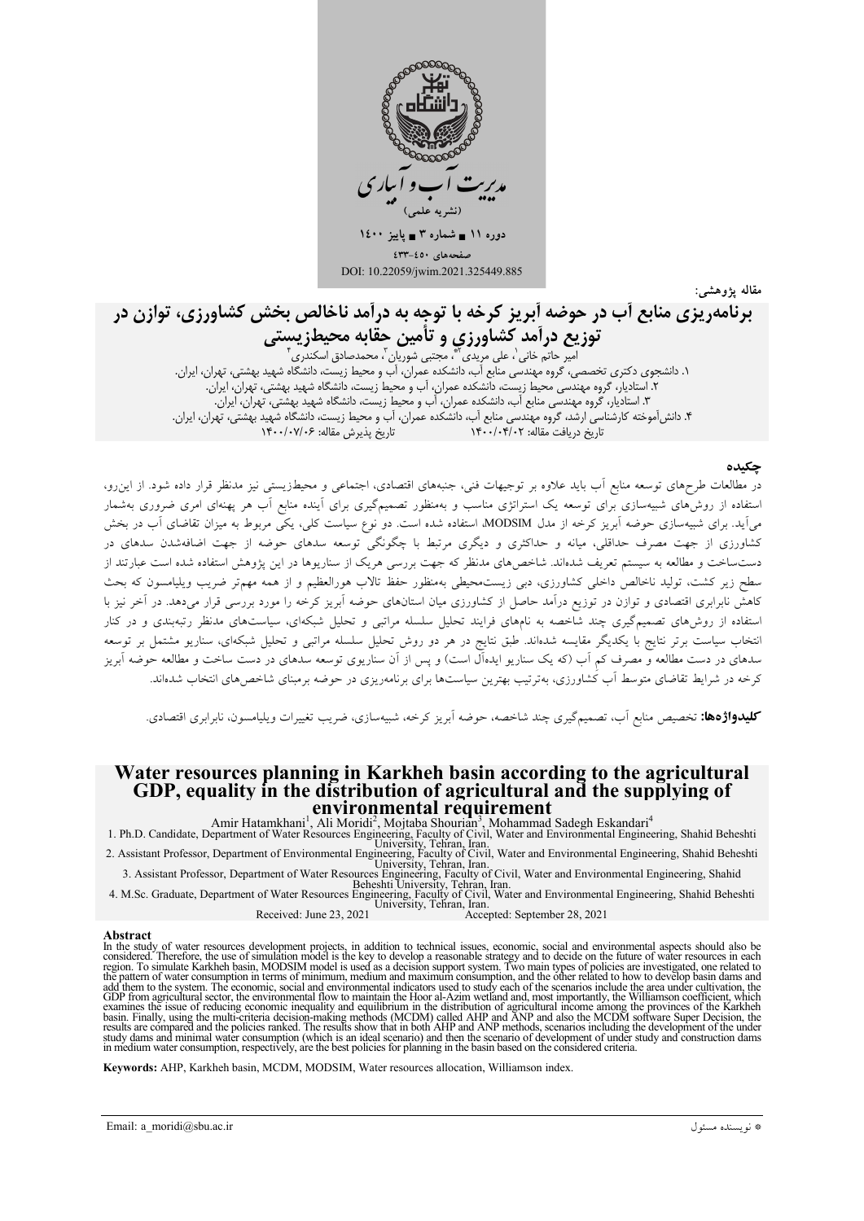مدیریت آب و آبیاری

(نشریه علمی)

دوره ۱۱ ■ شماره ۳ ■ پاییز ۱۴۰۰

صفحه‌های ۴۵۰-۴۳۳

DOI: 10.22059/jwim.2021.325449.885

مقاله پژوهشی:

# برنامه‌ریزی منابع آب در حوضه آبریز کرخه با توجه به درآمد ناخالص بخش کشاورزی، توازن در توزیع درآمد کشاورزی و تأمین حقابه محیط‌زیستی

امیر حاتم خانی[۱]، علی مریدی[۲*]، مجتبی شوریان[۳]، محمدصادق اسکندری[۴]

۱. دانشجوی دکتری تخصصی، گروه مهندسی منابع آب، دانشکده عمران، آب و محیط زیست، دانشگاه شهید بهشتی، تهران، ایران.

۲. استادیار، گروه مهندسی محیط زیست، دانشکده عمران، آب و محیط زیست، دانشگاه شهید بهشتی، تهران، ایران.

۳. استادیار، گروه مهندسی منابع آب، دانشکده عمران، آب و محیط زیست، دانشگاه شهید بهشتی، تهران، ایران.

۴. دانش‌آموخته کارشناسی ارشد، گروه مهندسی منابع آب، دانشکده عمران، آب و محیط زیست، دانشگاه شهید بهشتی، تهران، ایران.

تاریخ دریافت مقاله: ۱۴۰۰/۰۴/۰۲ تاریخ پذیرش مقاله: ۱۴۰۰/۰۷/۰۶

## چکیده

در مطالعات طرح‌های توسعه منابع آب باید علاوه بر توجیهات فنی، جنبه‌های اقتصادی، اجتماعی و محیط‌زیستی نیز مدنظر قرار داده شود. از این‌رو، استفاده از روش‌های شبیه‌سازی برای توسعه یک استراتژی مناسب و به‌منظور تصمیم‌گیری برای آینده منابع آب هر پهنه‌ای امری ضروری به‌شمار می‌آید. برای شبیه‌سازی حوضه آبریز کرخه از مدل MODSIM، استفاده شده است. دو نوع سیاست کلی، یکی مربوط به میزان تقاضای آب در بخش کشاورزی از جهت مصرف حداقلی، میانه و حداکثری و دیگری مرتبط با چگونگی توسعه سدهای حوضه از جهت اضافه‌شدن سدهای در دست‌ساخت و مطالعه به سیستم تعریف شده‌اند. شاخص‌های مدنظر که جهت بررسی هریک از سناریوها در این پژوهش استفاده شده است عبارتند از سطح زیر کشت، تولید ناخالص داخلی کشاورزی، دبی زیست‌محیطی به‌منظور حفظ تالاب هورالعظیم و از همه مهم‌تر ضریب ویلیامسون که بحث کاهش نابرابری اقتصادی و توازن در توزیع درآمد حاصل از کشاورزی میان استان‌های حوضه آبریز کرخه را مورد بررسی قرار می‌دهد. در آخر نیز با استفاده از روش‌های تصمیم‌گیری چند شاخصه به نام‌های فرایند تحلیل سلسله مراتبی و تحلیل شبکه‌ای، سیاست‌های مدنظر رتبه‌بندی و در کنار انتخاب سیاست برتر نتایج با یکدیگر مقایسه شده‌اند. طبق نتایج در هر دو روش تحلیل سلسله مراتبی و تحلیل شبکه‌ای، سناریو مشتمل بر توسعه سدهای در دست مطالعه و مصرف کم آب (که یک سناریو ایده‌آل است) و پس از آن سناریوی توسعه سدهای در دست ساخت و مطالعه حوضه آبریز کرخه در شرایط تقاضای متوسط آب کشاورزی، به‌ترتیب بهترین سیاست‌ها برای برنامه‌ریزی در حوضه برمبنای شاخص‌های انتخاب شده‌اند.

**کلیدواژه‌ها:** تخصیص منابع آب، تصمیم‌گیری چند شاخصه، حوضه آبریز کرخه، شبیه‌سازی، ضریب تغییرات ویلیامسون، نابرابری اقتصادی.

# Water resources planning in Karkheh basin according to the agricultural GDP, equality in the distribution of agricultural and the supplying of environmental requirement

Amir Hatamkhani[1], Ali Moridi[2], Mojtaba Shourian[3], Mohammad Sadegh Eskandari[4]

1. Ph.D. Candidate, Department of Water Resources Engineering, Faculty of Civil, Water and Environmental Engineering, Shahid Beheshti University, Tehran, Iran.
2. Assistant Professor, Department of Environmental Engineering, Faculty of Civil, Water and Environmental Engineering, Shahid Beheshti University, Tehran, Iran.
3. Assistant Professor, Department of Water Resources Engineering, Faculty of Civil, Water and Environmental Engineering, Shahid Beheshti University, Tehran, Iran.
4. M.Sc. Graduate, Department of Water Resources Engineering, Faculty of Civil, Water and Environmental Engineering, Shahid Beheshti University, Tehran, Iran.

Received: June 23, 2021 Accepted: September 28, 2021

## Abstract

In the study of water resources development projects, in addition to technical issues, economic, social and environmental aspects should also be considered. Therefore, the use of simulation model is the key to develop a reasonable strategy and to decide on the future of water resources in each region. To simulate Karkheh basin, MODSIM model is used as a decision support system. Two main types of policies are investigated, one related to the pattern of water consumption in terms of minimum, medium and maximum consumption, and the other related to how to develop basin dams and add them to the system. The economic, social and environmental indicators used to study each of the scenarios include the area under cultivation, the GDP from agricultural sector, the environmental flow to maintain the Hoor al-Azim wetland and, most importantly, the Williamson coefficient, which examines the issue of reducing economic inequality and equilibrium in the distribution of agricultural income among the provinces of the Karkheh basin. Finally, using the multi-criteria decision-making methods (MCDM) called AHP and ANP and also the MCDM software Super Decision, the results are compared and the policies ranked. The results show that in both AHP and ANP methods, scenarios including the development of the under study dams and minimal water consumption (which is an ideal scenario) and then the scenario of development of under study and construction dams in medium water consumption, respectively, are the best policies for planning in the basin based on the considered criteria.

**Keywords:** AHP, Karkheh basin, MCDM, MODSIM, Water resources allocation, Williamson index.

Email: a_moridi@sbu.ac.ir

* نویسنده مسئول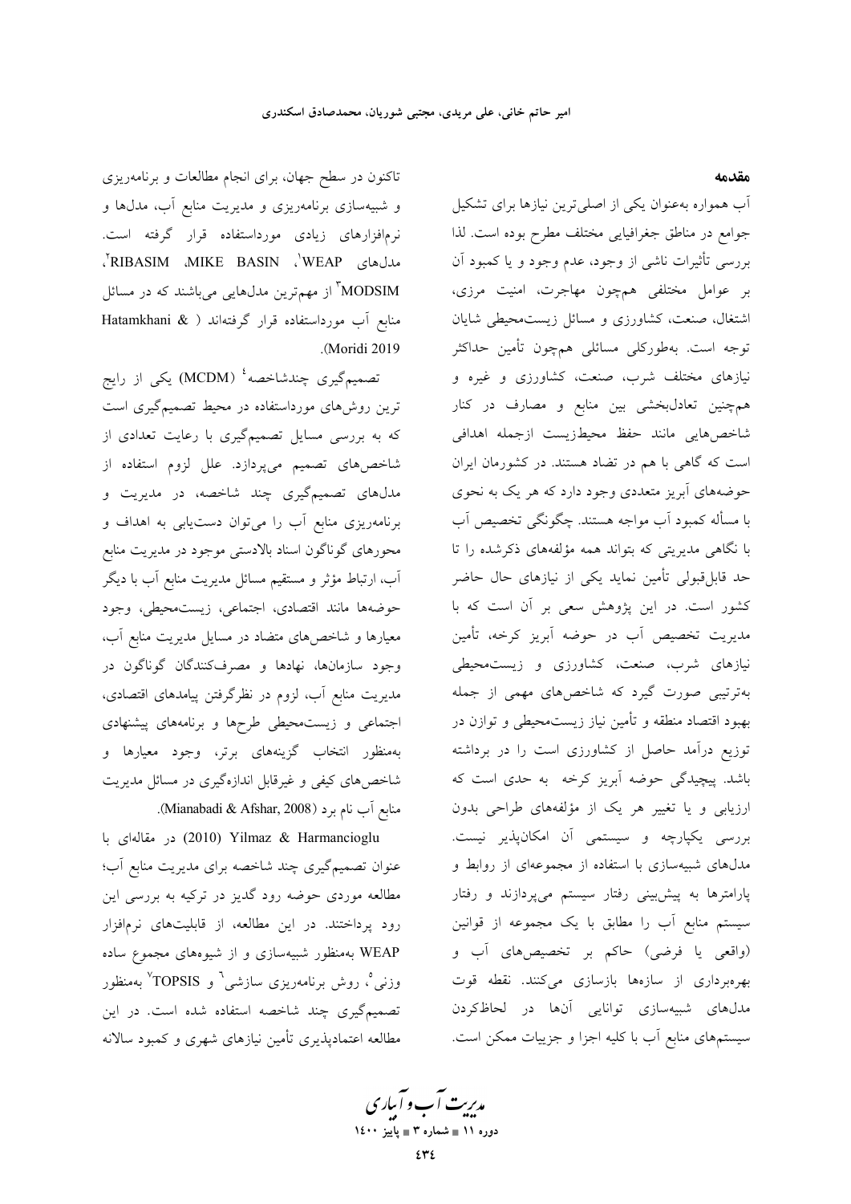## مقدمه

آب همواره به‌عنوان یکی از اصلی‌ترین نیازها برای تشکیل جوامع در مناطق جغرافیایی مختلف مطرح بوده است. لذا بررسی تأثیرات ناشی از وجود، عدم وجود و یا کمبود آن بر عوامل مختلفی هم‌چون مهاجرت، امنیت مرزی، اشتغال، صنعت، کشاورزی و مسائل زیست‌محیطی شایان توجه است. به‌طورکلی مسائلی هم‌چون تأمین حداکثر نیازهای مختلف شرب، صنعت، کشاورزی و غیره و هم‌چنین تعادل‌بخشی بین منابع و مصارف در کنار شاخص‌هایی مانند حفظ محیط‌زیست ازجمله اهدافی است که گاهی با هم در تضاد هستند. در کشورمان ایران حوضه‌های آبریز متعددی وجود دارد که هر یک به نحوی با مسأله کمبود آب مواجه هستند. چگونگی تخصیص آب با نگاهی مدیریتی که بتواند همه مؤلفه‌های ذکرشده را تا حد قابل‌قبولی تأمین نماید یکی از نیازهای حال حاضر کشور است. در این پژوهش سعی بر آن است که با مدیریت تخصیص آب در حوضه آبریز کرخه، تأمین نیازهای شرب، صنعت، کشاورزی و زیست‌محیطی به‌ترتیبی صورت گیرد که شاخص‌های مهمی از جمله بهبود اقتصاد منطقه و تأمین نیاز زیست‌محیطی و توازن در توزیع درآمد حاصل از کشاورزی است را در برداشته باشد. پیچیدگی حوضه آبریز کرخه به حدی است که ارزیابی و یا تغییر هر یک از مؤلفه‌های طراحی بدون بررسی یکپارچه و سیستمی آن امکان‌پذیر نیست. مدل‌های شبیه‌سازی با استفاده از مجموعه‌ای از روابط و پارامترها به پیش‌بینی رفتار سیستم می‌پردازند و رفتار سیستم منابع آب را مطابق با یک مجموعه از قوانین (واقعی یا فرضی) حاکم بر تخصیص‌های آب و بهره‌برداری از سازه‌ها بازسازی می‌کنند. نقطه قوت مدل‌های شبیه‌سازی توانایی آن‌ها در لحاظ‌کردن سیستم‌های منابع آب با کلیه اجزا و جزییات ممکن است.

تاکنون در سطح جهان، برای انجام مطالعات و برنامه‌ریزی و شبیه‌سازی برنامه‌ریزی و مدیریت منابع آب، مدل‌ها و نرم‌افزارهای زیادی مورداستفاده قرار گرفته است. مدل‌های WEAP[1]، MIKE BASIN، RIBASIM[2]، MODSIM[3] از مهم‌ترین مدل‌هایی می‌باشند که در مسائل منابع آب مورداستفاده قرار گرفته‌اند (Hatamkhani & Moridi 2019).

تصمیم‌گیری چندشاخصه[4] (MCDM) یکی از رایج ترین روش‌های مورداستفاده در محیط تصمیم‌گیری است که به بررسی مسایل تصمیم‌گیری با رعایت تعدادی از شاخص‌های تصمیم می‌پردازد. علل لزوم استفاده از مدل‌های تصمیم‌گیری چند شاخصه، در مدیریت و برنامه‌ریزی منابع آب را می‌توان دست‌یابی به اهداف و محورهای گوناگون اسناد بالادستی موجود در مدیریت منابع آب، ارتباط مؤثر و مستقیم مسائل مدیریت منابع آب با دیگر حوضه‌ها مانند اقتصادی، اجتماعی، زیست‌محیطی، وجود معیارها و شاخص‌های متضاد در مسایل مدیریت منابع آب، وجود سازمان‌ها، نهادها و مصرف‌کنندگان گوناگون در مدیریت منابع آب، لزوم در نظرگرفتن پیامدهای اقتصادی، اجتماعی و زیست‌محیطی طرح‌ها و برنامه‌های پیشنهادی به‌منظور انتخاب گزینه‌های برتر، وجود معیارها و شاخص‌های کیفی و غیرقابل اندازه‌گیری در مسائل مدیریت منابع آب نام برد (Mianabadi & Afshar, 2008).

Yilmaz & Harmancioglu (2010) در مقاله‌ای با عنوان تصمیم‌گیری چند شاخصه برای مدیریت منابع آب؛ مطالعه موردی حوضه رود گدیز در ترکیه به بررسی این رود پرداختند. در این مطالعه، از قابلیت‌های نرم‌افزار WEAP به‌منظور شبیه‌سازی و از شیوه‌های مجموع ساده وزنی[5]، روش برنامه‌ریزی سازشی[6] و TOPSIS[7] به‌منظور تصمیم‌گیری چند شاخصه استفاده شده است. در این مطالعه اعتمادپذیری تأمین نیازهای شهری و کمبود سالانه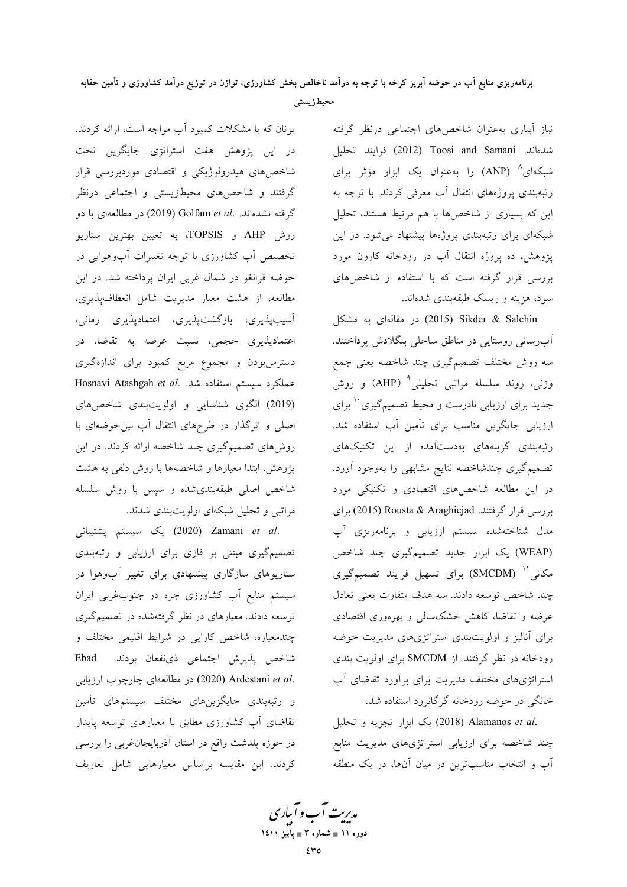نیاز آبیاری به‌عنوان شاخص‌های اجتماعی درنظر گرفته شده‌اند. Toosi and Samani (2012) فرایند تحلیل شبکه‌ای[8] (ANP) را به‌عنوان یک ابزار مؤثر برای رتبه‌بندی پروژه‌های انتقال آب معرفی کردند. با توجه به این که بسیاری از شاخص‌ها با هم مرتبط هستند، تحلیل شبکه‌ای برای رتبه‌بندی پروژه‌ها پیشنهاد می‌شود. در این پژوهش، ده پروژه انتقال آب در رودخانه کارون مورد بررسی قرار گرفته است که با استفاده از شاخص‌های سود، هزینه و ریسک طبقه‌بندی شده‌اند.

Sikder & Salehin (2015) در مقاله‌ای به مشکل آب‌رسانی روستایی در مناطق ساحلی بنگلادش پرداختند. سه روش مختلف تصمیم‌گیری چند شاخصه یعنی جمع وزنی، روند سلسله مراتبی تحلیلی[9] (AHP) و روش جدید برای ارزیابی نادرست و محیط تصمیم‌گیری[10] برای ارزیابی جایگزین مناسب برای تأمین آب استفاده شد. رتبه‌بندی گزینه‌های به‌دست‌آمده از این تکنیک‌های تصمیم‌گیری چندشاخصه نتایج مشابهی را به‌وجود آورد. در این مطالعه شاخص‌های اقتصادی و تکنیکی مورد بررسی قرار گرفتند. Rousta & Araghiejad (2015) برای مدل شناخته‌شده سیستم ارزیابی و برنامه‌ریزی آب (WEAP) یک ابزار جدید تصمیم‌گیری چند شاخص مکانی[11] (SMCDM) برای تسهیل فرایند تصمیم‌گیری چند شاخص توسعه دادند. سه هدف متفاوت یعنی تعادل عرضه و تقاضا، کاهش خشک‌سالی و بهره‌وری اقتصادی برای آنالیز و اولویت‌بندی استراتژی‌های مدیریت حوضه رودخانه در نظر گرفتند. از SMCDM برای اولویت بندی استراتژی‌های مختلف مدیریت برای برآورد تقاضای آب خانگی در حوضه رودخانه گرگانرود استفاده شد.

Alamanos *et al.* (2018) یک ابزار تجزیه و تحلیل چند شاخصه برای ارزیابی استراتژی‌های مدیریت منابع آب و انتخاب مناسب‌ترین در میان آن‌ها، در یک منطقه یونان که با مشکلات کمبود آب مواجه است، ارائه کردند. در این پژوهش هفت استراتژی جایگزین تحت شاخص‌های هیدرولوژیکی و اقتصادی موردبررسی قرار گرفتند و شاخص‌های محیطزیستی و اجتماعی درنظر گرفته نشده‌اند. Golfam *et al.* (2019) در مطالعه‌ای با دو روش AHP و TOPSIS، به تعیین بهترین سناریو تخصیص آب کشاورزی با توجه تغییرات آب‌وهوایی در حوضه قرانقو در شمال غربی ایران پرداخته شد. در این مطالعه، از هشت معیار مدیریت شامل انعطاف‌پذیری، آسیب‌پذیری، بازگشت‌پذیری، اعتمادپذیری زمانی، اعتمادپذیری حجمی، نسبت عرضه به تقاضا، در دسترس‌بودن و مجموع مربع کمبود برای اندازه‌گیری عملکرد سیستم استفاده شد. Hosnavi Atashgah *et al.* (2019) الگوی شناسایی و اولویت‌بندی شاخص‌های اصلی و اثرگذار در طرح‌های انتقال آب بین‌حوضه‌ای با روش‌های تصمیم‌گیری چند شاخصه ارائه کردند. در این پژوهش، ابتدا معیارها و شاخصه‌ها با روش دلفی به هشت شاخص اصلی طبقه‌بندی‌شده و سپس با روش سلسله مراتبی و تحلیل شبکه‌ای اولویت‌بندی شدند.

Zamani *et al.* (2020) یک سیستم پشتیبانی تصمیم‌گیری مبتنی بر فازی برای ارزیابی و رتبه‌بندی سناریوهای سازگاری پیشنهادی برای تغییر آب‌وهوا در سیستم منابع آب کشاورزی جره در جنوب‌غربی ایران توسعه دادند. معیارهای در نظر گرفته‌شده در تصمیم‌گیری چندمعیاره، شاخص کارایی در شرایط اقلیمی مختلف و شاخص پذیرش اجتماعی ذی‌نفعان بودند. Ebad Ardestani *et al.* (2020) در مطالعه‌ای چارچوب ارزیابی و رتبه‌بندی جایگزین‌های مختلف سیستم‌های تأمین تقاضای آب کشاورزی مطابق با معیارهای توسعه پایدار در حوزه پلدشت واقع در استان آذربایجان‌غربی را بررسی کردند. این مقایسه براساس معیارهایی شامل تعاریف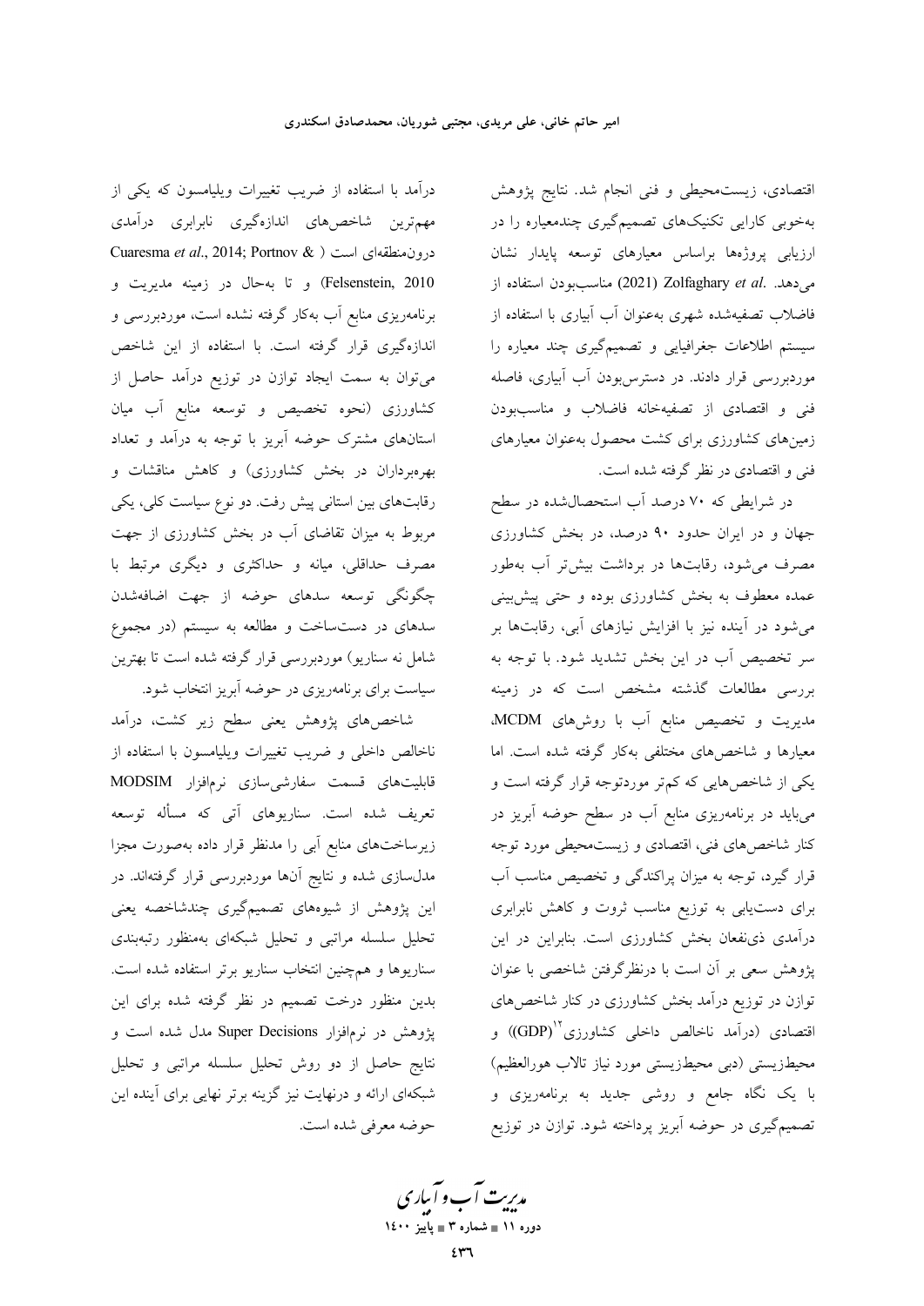اقتصادی، زیست‌محیطی و فنی انجام شد. نتایج پژوهش به‌خوبی کارایی تکنیک‌های تصمیم‌گیری چندمعیاره را در ارزیابی پروژه‌ها براساس معیارهای توسعه پایدار نشان می‌دهد. Zolfaghary *et al.* (2021) مناسب‌بودن استفاده از فاضلاب تصفیه‌شده شهری به‌عنوان آب آبیاری با استفاده از سیستم اطلاعات جغرافیایی و تصمیم‌گیری چند معیاره را موردبررسی قرار دادند. در دسترس‌بودن آب آبیاری، فاصله فنی و اقتصادی از تصفیه‌خانه فاضلاب و مناسب‌بودن زمین‌های کشاورزی برای کشت محصول به‌عنوان معیارهای فنی و اقتصادی در نظر گرفته شده است.

در شرایطی که ۷۰ درصد آب استحصال‌شده در سطح جهان و در ایران حدود ۹۰ درصد، در بخش کشاورزی مصرف می‌شود، رقابت‌ها در برداشت بیش‌تر آب به‌طور عمده معطوف به بخش کشاورزی بوده و حتی پیش‌بینی می‌شود در آینده نیز با افزایش نیازهای آبی، رقابت‌ها بر سر تخصیص آب در این بخش تشدید شود. با توجه به بررسی مطالعات گذشته مشخص است که در زمینه مدیریت و تخصیص منابع آب با روش‌های MCDM، معیارها و شاخص‌های مختلفی به‌کار گرفته شده است. اما یکی از شاخص‌هایی که کم‌تر موردتوجه قرار گرفته است و می‌باید در برنامه‌ریزی منابع آب در سطح حوضه آبریز در کنار شاخص‌های فنی، اقتصادی و زیست‌محیطی مورد توجه قرار گیرد، توجه به میزان پراکندگی و تخصیص مناسب آب برای دست‌یابی به توزیع مناسب ثروت و کاهش نابرابری درآمدی ذی‌نفعان بخش کشاورزی است. بنابراین در این پژوهش سعی بر آن است با درنظرگرفتن شاخصی با عنوان توازن در توزیع درآمد بخش کشاورزی در کنار شاخص‌های اقتصادی (درآمد ناخالص داخلی کشاورزی[12](GDP)) و محیط‌زیستی (دبی محیط‌زیستی مورد نیاز تالاب هورالعظیم) با یک نگاه جامع و روشی جدید به برنامه‌ریزی و تصمیم‌گیری در حوضه آبریز پرداخته شود. توازن در توزیع درآمد با استفاده از ضریب تغییرات ویلیامسون که یکی از مهم‌ترین شاخص‌های اندازه‌گیری نابرابری درآمدی درون‌منطقه‌ای است (Cuaresma *et al.*, 2014; Portnov & Felsenstein, 2010) و تا به‌حال در زمینه مدیریت و برنامه‌ریزی منابع آب به‌کار گرفته نشده است، موردبررسی و اندازه‌گیری قرار گرفته است. با استفاده از این شاخص می‌توان به سمت ایجاد توازن در توزیع درآمد حاصل از کشاورزی (نحوه تخصیص و توسعه منابع آب میان استان‌های مشترک حوضه آبریز با توجه به درآمد و تعداد بهره‌برداران در بخش کشاورزی) و کاهش مناقشات و رقابت‌های بین استانی پیش رفت. دو نوع سیاست کلی، یکی مربوط به میزان تقاضای آب در بخش کشاورزی از جهت مصرف حداقلی، میانه و حداکثری و دیگری مرتبط با چگونگی توسعه سدهای حوضه از جهت اضافه‌شدن سدهای در دست‌ساخت و مطالعه به سیستم (در مجموع شامل نه سناریو) موردبررسی قرار گرفته شده است تا بهترین سیاست برای برنامه‌ریزی در حوضه آبریز انتخاب شود.

شاخص‌های پژوهش یعنی سطح زیر کشت، درآمد ناخالص داخلی و ضریب تغییرات ویلیامسون با استفاده از قابلیت‌های قسمت سفارشی‌سازی نرم‌افزار MODSIM تعریف شده است. سناریوهای آتی که مسأله توسعه زیرساخت‌های منابع آبی را مدنظر قرار داده به‌صورت مجزا مدل‌سازی شده و نتایج آن‌ها موردبررسی قرار گرفته‌اند. در این پژوهش از شیوه‌های تصمیم‌گیری چندشاخصه یعنی تحلیل سلسله مراتبی و تحلیل شبکه‌ای به‌منظور رتبه‌بندی سناریوها و همچنین انتخاب سناریو برتر استفاده شده است. بدین منظور درخت تصمیم در نظر گرفته شده برای این پژوهش در نرم‌افزار Super Decisions مدل شده است و نتایج حاصل از دو روش تحلیل سلسله مراتبی و تحلیل شبکه‌ای ارائه و درنهایت نیز گزینه برتر نهایی برای آینده این حوضه معرفی شده است.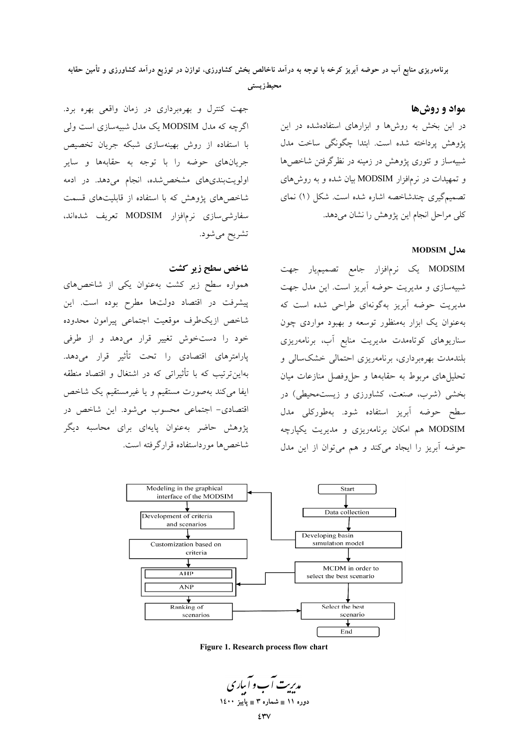## مواد و روش‌ها

در این بخش به روش‌ها و ابزارهای استفاده‌شده در این پژوهش پرداخته شده است. ابتدا چگونگی ساخت مدل شبیه‌ساز و تئوری پژوهش در زمینه در نظرگرفتن شاخص‌ها و تمهیدات در نرم‌افزار MODSIM بیان شده و به روش‌های تصمیم‌گیری چندشاخصه اشاره شده است. شکل (۱) نمای کلی مراحل انجام این پژوهش را نشان می‌دهد.

### مدل MODSIM

MODSIM یک نرم‌افزار جامع تصمیم‌یار جهت شبیه‌سازی و مدیریت حوضه آبریز است. این مدل جهت مدیریت حوضه آبریز به‌گونه‌ای طراحی شده است که به‌عنوان یک ابزار به‌منظور توسعه و بهبود مواردی چون سناریوهای کوتاه‌مدت مدیریت منابع آب، برنامه‌ریزی بلندمدت بهره‌برداری، برنامه‌ریزی احتمالی خشک‌سالی و تحلیل‌های مربوط به حقابه‌ها و حل‌وفصل منازعات میان بخشی (شرب، صنعت، کشاورزی و زیست‌محیطی) در سطح حوضه آبریز استفاده شود. به‌طورکلی مدل MODSIM هم امکان برنامه‌ریزی و مدیریت یکپارچه حوضه آبریز را ایجاد می‌کند و هم می‌توان از این مدل جهت کنترل و بهره‌برداری در زمان واقعی بهره برد. اگرچه که مدل MODSIM یک مدل شبیه‌سازی است ولی با استفاده از روش بهینه‌سازی شبکه جریان تخصیص جریان‌های حوضه را با توجه به حقابه‌ها و سایر اولویت‌بندی‌های مشخص‌شده، انجام می‌دهد. در ادمه شاخص‌های پژوهش که با استفاده از قابلیت‌های قسمت سفارشی‌سازی نرم‌افزار MODSIM تعریف شده‌اند، تشریح می‌شود.

### شاخص سطح زیر کشت

همواره سطح زیر کشت به‌عنوان یکی از شاخص‌های پیشرفت در اقتصاد دولت‌ها مطرح بوده است. این شاخص ازیک‌طرف موقعیت اجتماعی پیرامون محدوده خود را دستخوش تغییر قرار می‌دهد و از طرفی پارامترهای اقتصادی را تحت تأثیر قرار می‌دهد. به‌این‌ترتیب که با تأثیراتی که در اشتغال و اقتصاد منطقه ایفا می‌کند به‌صورت مستقیم و یا غیرمستقیم یک شاخص اقتصادی- اجتماعی محسوب می‌شود. این شاخص در پژوهش حاضر به‌عنوان پایه‌ای برای محاسبه دیگر شاخص‌ها مورداستفاده قرارگرفته است.

**Figure 1. Research process flow chart**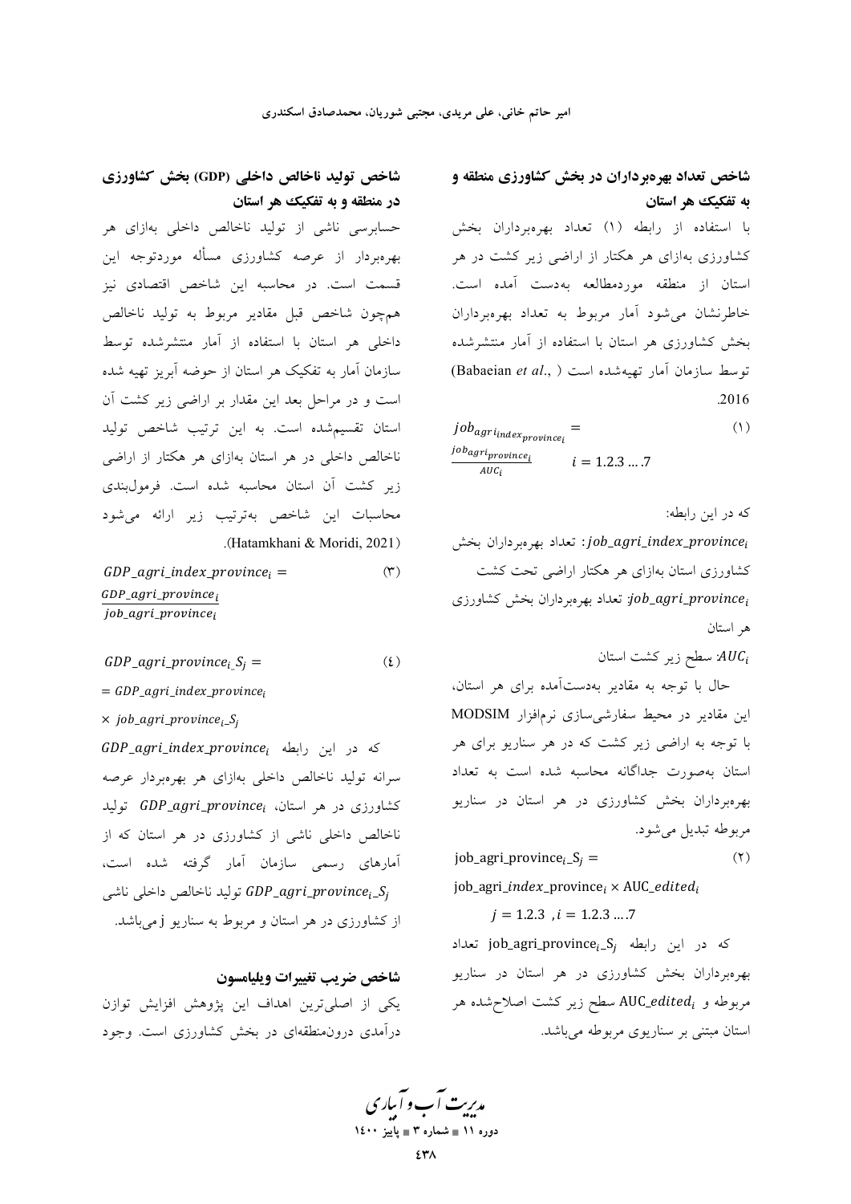### شاخص تعداد بهره‌برداران در بخش کشاورزی منطقه و به تفکیک هر استان

با استفاده از رابطه (۱) تعداد بهره‌برداران بخش کشاورزی به‌ازای هر هکتار از اراضی زیر کشت در هر استان از منطقه موردمطالعه به‌دست آمده است. خاطرنشان می‌شود آمار مربوط به تعداد بهره‌برداران بخش کشاورزی هر استان با استفاده از آمار منتشرشده توسط سازمان آمار تهیه‌شده است (Babaeian *et al.*, 2016).

$$job_{agri_{index_{province_i}}} = \frac{job_{agri_{province_i}}}{AUC_i} \qquad i = 1.2.3 \dots 7 \qquad (1)$$

که در این رابطه:

$job\_agri\_index\_province_i$: تعداد بهره‌برداران بخش کشاورزی استان به‌ازای هر هکتار اراضی تحت کشت

$job\_agri\_province_i$: تعداد بهره‌برداران بخش کشاورزی هر استان

$AUC_i$: سطح زیر کشت استان

حال با توجه به مقادیر به‌دست‌آمده برای هر استان، این مقادیر در محیط سفارشی‌سازی نرم‌افزار MODSIM با توجه به اراضی زیر کشت که در هر سناریو برای هر استان به‌صورت جداگانه محاسبه شده است به تعداد بهره‌برداران بخش کشاورزی در هر استان در سناریو مربوطه تبدیل می‌شود.

$$\text{job\_agri\_province}_i\text{\_S}_j = \text{job\_agri\_}index\text{\_province}_i \times \text{AUC\_}edited_i \qquad (2)$$

$$j = 1.2.3 \ , i = 1.2.3 \dots 7$$

که در این رابطه $\text{job\_agri\_province}_i\text{\_S}_j$ تعداد بهره‌برداران بخش کشاورزی در هر استان در سناریو مربوطه و $\text{AUC\_}edited_i$ سطح زیر کشت اصلاح‌شده هر استان مبتنی بر سناریوی مربوطه می‌باشد.

### شاخص تولید ناخالص داخلی (GDP) بخش کشاورزی در منطقه و به تفکیک هر استان

حسابرسی ناشی از تولید ناخالص داخلی به‌ازای هر بهره‌بردار از عرصه کشاورزی مسأله موردتوجه این قسمت است. در محاسبه این شاخص اقتصادی نیز همچون شاخص قبل مقادیر مربوط به تولید ناخالص داخلی هر استان با استفاده از آمار منتشرشده توسط سازمان آمار به تفکیک هر استان از حوضه آبریز تهیه شده است و در مراحل بعد این مقدار بر اراضی زیر کشت آن استان تقسیم‌شده است. به این ترتیب شاخص تولید ناخالص داخلی در هر استان به‌ازای هر هکتار از اراضی زیر کشت آن استان محاسبه شده است. فرمول‌بندی محاسبات این شاخص به‌ترتیب زیر ارائه می‌شود (Hatamkhani & Moridi, 2021).

$$GDP\_agri\_index\_province_i = \frac{GDP\_agri\_province_i}{job\_agri\_province_i} \qquad (3)$$

$$GDP\_agri\_province_i\_S_j = GDP\_agri\_index\_province_i \times job\_agri\_province_i\_S_j \qquad (4)$$

که در این رابطه $GDP\_agri\_index\_province_i$ سرانه تولید ناخالص داخلی به‌ازای هر بهره‌بردار عرصه کشاورزی در هر استان، $GDP\_agri\_province_i$ تولید ناخالص داخلی ناشی از کشاورزی در هر استان که از آمارهای رسمی سازمان آمار گرفته شده است، $GDP\_agri\_province_i\_S_j$ تولید ناخالص داخلی ناشی از کشاورزی در هر استان و مربوط به سناریو j می‌باشد.

### شاخص ضریب تغییرات ویلیامسون

یکی از اصلی‌ترین اهداف این پژوهش افزایش توازن درآمدی درون‌منطقه‌ای در بخش کشاورزی است. وجود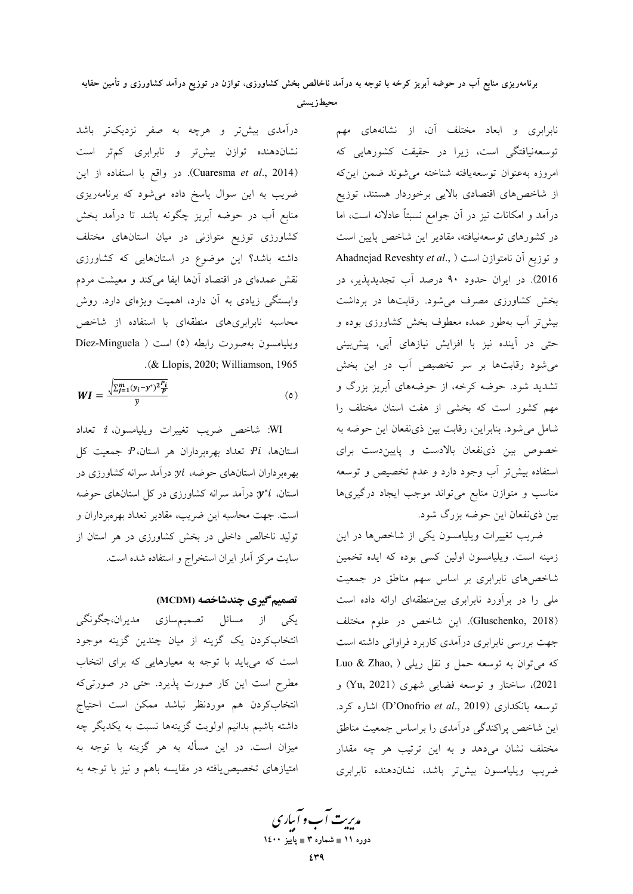نابرابری و ابعاد مختلف آن، از نشانه‌های مهم توسعه‌نیافتگی است، زیرا در حقیقت کشورهایی که امروزه به‌عنوان توسعه‌یافته شناخته می‌شوند ضمن این‌که از شاخص‌های اقتصادی بالایی برخوردار هستند، توزیع درآمد و امکانات نیز در آن جوامع نسبتاً عادلانه است، اما در کشورهای توسعه‌نیافته، مقادیر این شاخص پایین است و توزیع آن ناموازن است (Ahadnejad Reveshty *et al*., 2016). در ایران حدود ۹۰ درصد آب تجدیدپذیر، در بخش کشاورزی مصرف می‌شود. رقابت‌ها در برداشت بیش‌تر آب به‌طور عمده معطوف بخش کشاورزی بوده و حتی در آینده نیز با افزایش نیازهای آبی، پیش‌بینی می‌شود رقابت‌ها بر سر تخصیص آب در این بخش تشدید شود. حوضه کرخه، از حوضه‌های آبریز بزرگ و مهم کشور است که بخشی از هفت استان مختلف را شامل می‌شود. بنابراین، رقابت بین ذی‌نفعان این حوضه به خصوص بین ذی‌نفعان بالادست و پایین‌دست برای استفاده بیش‌تر آب وجود دارد و عدم تخصیص و توسعه مناسب و متوازن منابع می‌تواند موجب ایجاد درگیری‌ها بین ذی‌نفعان این حوضه بزرگ شود.

ضریب تغییرات ویلیامسون یکی از شاخص‌ها در این زمینه است. ویلیامسون اولین کسی بوده که ایده تخمین شاخص‌های نابرابری بر اساس سهم مناطق در جمعیت ملی را در برآورد نابرابری بین‌منطقه‌ای ارائه داده است (Gluschenko, 2018). این شاخص در علوم مختلف جهت بررسی نابرابری درآمدی کاربرد فراوانی داشته است که می‌توان به توسعه حمل و نقل ریلی (Luo & Zhao, 2021)، ساختار و توسعه فضایی شهری (Yu, 2021) و توسعه بانکداری (D'Onofrio *et al*., 2019) اشاره کرد. این شاخص پراکندگی درآمدی را براساس جمعیت مناطق مختلف نشان می‌دهد و به این ترتیب هر چه مقدار ضریب ویلیامسون بیش‌تر باشد، نشان‌دهنده نابرابری درآمدی بیش‌تر و هرچه به صفر نزدیک‌تر باشد نشان‌دهنده توازن بیش‌تر و نابرابری کم‌تر است (Cuaresma *et al*., 2014). در واقع با استفاده از این ضریب به این سوال پاسخ داده می‌شود که برنامه‌ریزی منابع آب در حوضه آبریز چگونه باشد تا درآمد بخش کشاورزی توزیع متوازنی در میان استان‌های مختلف داشته باشد؟ این موضوع در استان‌هایی که کشاورزی نقش عمده‌ای در اقتصاد آن‌ها ایفا می‌کند و معیشت مردم وابستگی زیادی به آن دارد، اهمیت ویژه‌ای دارد. روش محاسبه نابرابری‌های منطقه‌ای با استفاده از شاخص ویلیامسون به‌صورت رابطه (۵) است (Díez-Minguela & Llopis, 2020; Williamson, 1965).

$$WI = \frac{\sqrt{\sum_{j=1}^{m}(y_i - y^*)^2 \frac{P_i}{P}}}{\bar{y}} \qquad (۵)$$

WI: شاخص ضریب تغییرات ویلیامسون، $i$: تعداد استان‌ها، $Pi$: تعداد بهره‌برداران هر استان، $P$: جمعیت کل بهره‌برداران استان‌های حوضه، $yi$: درآمد سرانه کشاورزی در استان، $y^*i$: درآمد سرانه کشاورزی در کل استان‌های حوضه است. جهت محاسبه این ضریب، مقادیر تعداد بهره‌برداران و تولید ناخالص داخلی در بخش کشاورزی در هر استان از سایت مرکز آمار ایران استخراج و استفاده شده است.

### تصمیم‌گیری چندشاخصه (MCDM)

یکی از مسائل تصمیم‌سازی مدیران، چگونگی انتخاب‌کردن یک گزینه از میان چندین گزینه موجود است که می‌باید با توجه به معیارهایی که برای انتخاب مطرح است این کار صورت پذیرد. حتی در صورتی‌که انتخاب‌کردن هم موردنظر نباشد ممکن است احتیاج داشته باشیم بدانیم اولویت گزینه‌ها نسبت به یکدیگر چه میزان است. در این مسأله به هر گزینه با توجه به امتیازهای تخصیص‌یافته در مقایسه باهم و نیز با توجه به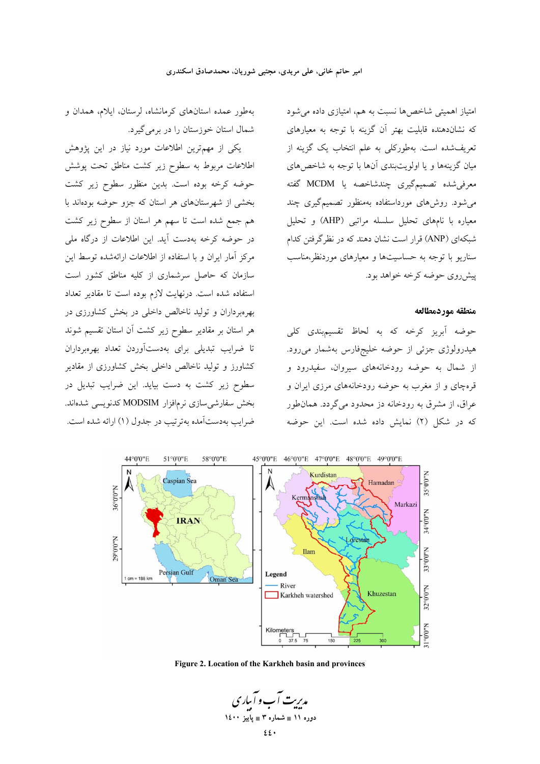امتیاز اهمیتی شاخص‌ها نسبت به هم، امتیازی داده می‌شود که نشان‌دهنده قابلیت بهتر آن گزینه با توجه به معیارهای تعریف‌شده است. به‌طورکلی به علم انتخاب یک گزینه از میان گزینه‌ها و یا اولویت‌بندی آن‌ها با توجه به شاخص‌های معرفی‌شده تصمیم‌گیری چندشاخصه یا MCDM گفته می‌شود. روش‌های مورداستفاده به‌منظور تصمیم‌گیری چند معیاره با نام‌های تحلیل سلسله مراتبی (AHP) و تحلیل شبکه‌ای (ANP) قرار است نشان دهند که در نظرگرفتن کدام سناریو با توجه به حساسیت‌ها و معیارهای موردنظر،مناسب پیش‌روی حوضه کرخه خواهد بود.

## منطقه موردمطالعه

حوضه آبریز کرخه که به لحاظ تقسیم‌بندی کلی هیدرولوژی جزئی از حوضه خلیج‌فارس به‌شمار می‌رود. از شمال به حوضه رودخانه‌های سیروان، سفیدرود و قره‌چای و از مغرب به حوضه رودخانه‌های مرزی ایران و عراق، از مشرق به رودخانه دز محدود می‌گردد. همان‌طور که در شکل (۲) نمایش داده شده است. این حوضه به‌طور عمده استان‌های کرمانشاه، لرستان، ایلام، همدان و شمال استان خوزستان را در برمی‌گیرد.

یکی از مهم‌ترین اطلاعات مورد نیاز در این پژوهش اطلاعات مربوط به سطوح زیر کشت مناطق تحت پوشش حوضه کرخه بوده است. بدین منظور سطوح زیر کشت بخشی از شهرستان‌های هر استان که جزو حوضه بوده‌اند با هم جمع شده است تا سهم هر استان از سطوح زیر کشت در حوضه کرخه به‌دست آید. این اطلاعات از درگاه ملی مرکز آمار ایران و با استفاده از اطلاعات ارائه‌شده توسط این سازمان که حاصل سرشماری از کلیه مناطق کشور است استفاده شده است. درنهایت لازم بوده است تا مقادیر تعداد بهره‌برداران و تولید ناخالص داخلی در بخش کشاورزی در هر استان بر مقادیر سطوح زیر کشت آن استان تقسیم شوند تا ضرایب تبدیلی برای به‌دست‌آوردن تعداد بهره‌برداران کشاورز و تولید ناخالص داخلی بخش کشاورزی از مقادیر سطوح زیر کشت به دست بیاید. این ضرایب تبدیل در بخش سفارشی‌سازی نرم‌افزار MODSIM کدنویسی شده‌اند. ضرایب به‌دست‌آمده به‌ترتیب در جدول (۱) ارائه شده است.

**Figure 2. Location of the Karkheh basin and provinces**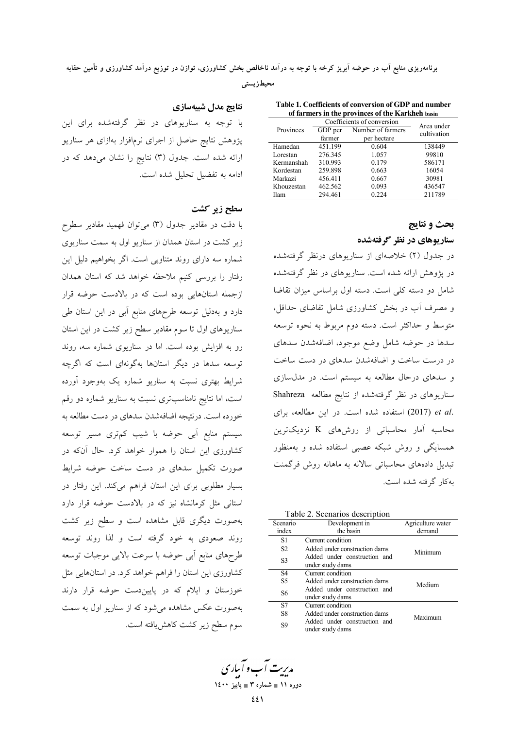**Table 1. Coefficients of conversion of GDP and number of farmers in the provinces of the Karkheh basin**

| Provinces | Coefficients of conversion | | Area under cultivation |
|---|---|---|---|
| | GDP per farmer | Number of farmers per hectare | |
| Hamedan | 451.199 | 0.604 | 138449 |
| Lorestan | 276.345 | 1.057 | 99810 |
| Kermanshah | 310.993 | 0.179 | 586171 |
| Kordestan | 259.898 | 0.663 | 16054 |
| Markazi | 456.411 | 0.667 | 30981 |
| Khouzestan | 462.562 | 0.093 | 436547 |
| Ilam | 294.461 | 0.224 | 211789 |

## بحث و نتایج

### سناریوهای در نظر گرفته‌شده

در جدول (۲) خلاصه‌ای از سناریوهای درنظر گرفته‌شده در پژوهش ارائه شده است. سناریوهای در نظر گرفته‌شده شامل دو دسته کلی است. دسته اول براساس میزان تقاضا و مصرف آب در بخش کشاورزی شامل تقاضای حداقل، متوسط و حداکثر است. دسته دوم مربوط به نحوه توسعه سدها در حوضه شامل وضع موجود، اضافه‌شدن سدهای در درست ساخت و اضافه‌شدن سدهای در دست ساخت و سدهای درحال مطالعه به سیستم است. در مدل‌سازی سناریوهای در نظر گرفته‌شده از نتایج مطالعه Shahreza *et al.* (2017) استفاده شده است. در این مطالعه، برای محاسبه آمار محاسباتی از روش‌های K نزدیک‌ترین همسایگی و روش شبکه عصبی استفاده شده و به‌منظور تبدیل داده‌های محاسباتی سالانه به ماهانه روش فرگمنت به‌کار گرفته شده است.

Table 2. Scenarios description

| Scenario index | Development in the basin | Agriculture water demand |
|---|---|---|
| S1 | Current condition | Minimum |
| S2 | Added under construction dams | |
| S3 | Added under construction and under study dams | |
| S4 | Current condition | Medium |
| S5 | Added under construction dams | |
| S6 | Added under construction and under study dams | |
| S7 | Current condition | Maximum |
| S8 | Added under construction dams | |
| S9 | Added under construction and under study dams | |

### نتایج مدل شبیه‌سازی

با توجه به سناریوهای در نظر گرفته‌شده برای این پژوهش نتایج حاصل از اجرای نرم‌افزار به‌ازای هر سناریو ارائه شده است. جدول (۳) نتایج را نشان می‌دهد که در ادامه به تفضیل تحلیل شده است.

### سطح زیر کشت

با دقت در مقادیر جدول (۳) می‌توان فهمید مقادیر سطوح زیر کشت در استان همدان از سناریو اول به سمت سناریوی شماره سه دارای روند متناوبی است. اگر بخواهیم دلیل این رفتار را بررسی کنیم ملاحظه خواهد شد که استان همدان ازجمله استان‌هایی بوده است که در بالادست حوضه قرار دارد و به‌دلیل توسعه طرح‌های منابع آبی در این استان طی سناریوهای اول تا سوم مقادیر سطح زیر کشت در این استان رو به افزایش بوده است. اما در سناریوی شماره سه، روند توسعه سدها در دیگر استان‌ها به‌گونه‌ای است که اگرچه شرایط بهتری نسبت به سناریو شماره یک به‌وجود آورده است، اما نتایج نامناسب‌تری نسبت به سناریو شماره دو رقم خورده است. درنتیجه اضافه‌شدن سدهای در دست مطالعه به سیستم منابع آبی حوضه با شیب کم‌تری مسیر توسعه کشاورزی این استان را هموار خواهد کرد. حال آن‌که در صورت تکمیل سدهای در دست ساخت حوضه شرایط بسیار مطلوبی برای این استان فراهم می‌کند. این رفتار در استانی مثل کرمانشاه نیز که در بالادست حوضه قرار دارد به‌صورت دیگری قابل مشاهده است و سطح زیر کشت روند صعودی به خود گرفته است و لذا روند توسعه طرح‌های منابع آبی حوضه با سرعت بالایی موجبات توسعه کشاورزی این استان را فراهم خواهد کرد. در استان‌هایی مثل خوزستان و ایلام که در پایین‌دست حوضه قرار دارند به‌صورت عکس مشاهده می‌شود که از سناریو اول به سمت سوم سطح زیر کشت کاهش‌یافته است.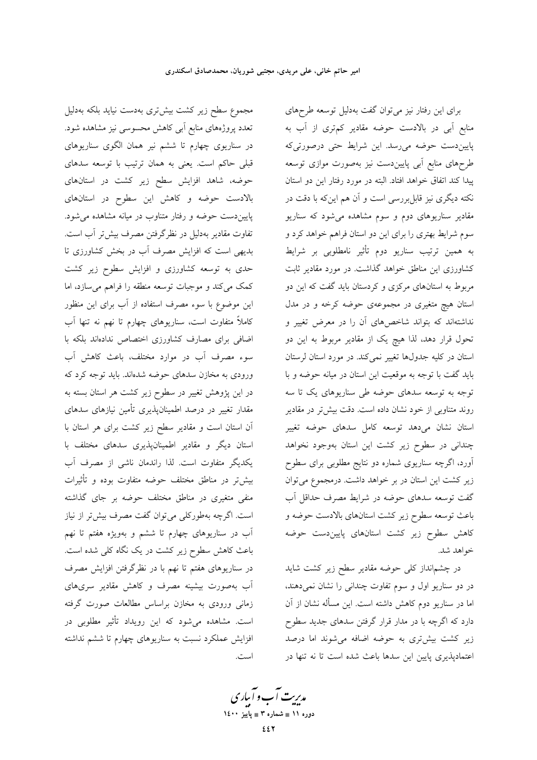برای این رفتار نیز می‌توان گفت به‌دلیل توسعه طرح‌های منابع آبی در بالادست حوضه مقادیر کم‌تری از آب به پایین‌دست حوضه می‌رسد. این شرایط حتی درصورتی‌که طرح‌های منابع آبی پایین‌دست نیز به‌صورت موازی توسعه پیدا کند اتفاق خواهد افتاد. البته در مورد رفتار این دو استان نکته دیگری نیز قابل‌بررسی است و آن هم این‌که با دقت در مقادیر سناریوهای دوم و سوم مشاهده می‌شود که سناریو سوم شرایط بهتری را برای این دو استان فراهم خواهد کرد و به همین ترتیب سناریو دوم تأثیر نامطلوبی بر شرایط کشاورزی این مناطق خواهد گذاشت. در مورد مقادیر ثابت مربوط به استان‌های مرکزی و کردستان باید گفت که این دو استان هیچ متغیری در مجموعه‌ی حوضه کرخه و در مدل نداشته‌اند که بتواند شاخص‌های آن را در معرض تغییر و تحول قرار دهد، لذا هیچ یک از مقادیر مربوط به این دو استان در کلیه جدول‌ها تغییر نمی‌کند. در مورد استان لرستان باید گفت با توجه به موقعیت این استان در میانه حوضه و با توجه به توسعه سدهای حوضه طی سناریوهای یک تا سه روند متناوبی از خود نشان داده است. دقت بیش‌تر در مقادیر استان نشان می‌دهد توسعه کامل سدهای حوضه تغییر چندانی در سطوح زیر کشت این استان به‌وجود نخواهد آورد، اگرچه سناریوی شماره دو نتایج مطلوبی برای سطوح زیر کشت این استان در بر خواهد داشت. درمجموع می‌توان گفت توسعه سدهای حوضه در شرایط مصرف حداقل آب باعث توسعه سطوح زیر کشت استان‌های بالادست حوضه و کاهش سطوح زیر کشت استان‌های پایین‌دست حوضه خواهد شد.

در چشم‌انداز کلی حوضه مقادیر سطح زیر کشت شاید در دو سناریو اول و سوم تفاوت چندانی را نشان نمی‌دهند، اما در سناریو دوم کاهش داشته است. این مسأله نشان از آن دارد که اگرچه با در مدار قرار گرفتن سدهای جدید سطوح زیر کشت بیش‌تری به حوضه اضافه می‌شوند اما درصد اعتمادپذیری پایین این سدها باعث شده است تا نه تنها در مجموع سطح زیر کشت بیش‌تری به‌دست نیاید بلکه به‌دلیل تعدد پروژه‌های منابع آبی کاهش محسوسی نیز مشاهده شود. در سناریوی چهارم تا ششم نیز همان الگوی سناریوهای قبلی حاکم است. یعنی به همان ترتیب با توسعه سدهای حوضه، شاهد افزایش سطح زیر کشت در استان‌های بالادست حوضه و کاهش این سطوح در استان‌های پایین‌دست حوضه و رفتار متناوب در میانه مشاهده می‌شود. تفاوت مقادیر به‌دلیل در نظرگرفتن مصرف بیش‌تر آب است. بدیهی است که افزایش مصرف آب در بخش کشاورزی تا حدی به توسعه کشاورزی و افزایش سطوح زیر کشت کمک می‌کند و موجبات توسعه منطقه را فراهم می‌سازد، اما این موضوع با سوء مصرف استفاده از آب برای این منظور کاملاً متفاوت است، سناریوهای چهارم تا نهم نه تنها آب اضافی برای مصارف کشاورزی اختصاص نداده‌اند بلکه با سوء مصرف آب در موارد مختلف، باعث کاهش آب ورودی به مخازن سدهای حوضه شده‌اند. باید توجه کرد که در این پژوهش تغییر در سطوح زیر کشت هر استان بسته به مقدار تغییر در درصد اطمینان‌پذیری تأمین نیازهای سدهای آن استان است و مقادیر سطح زیر کشت برای هر استان با استان دیگر و مقادیر اطمینان‌پذیری سدهای مختلف با یکدیگر متفاوت است. لذا راندمان ناشی از مصرف آب بیش‌تر در مناطق مختلف حوضه متفاوت بوده و تأثیرات منفی متغیری در مناطق مختلف حوضه بر جای گذاشته است. اگرچه به‌طورکلی می‌توان گفت مصرف بیش‌تر از نیاز آب در سناریوهای چهارم تا ششم و به‌ویژه هفتم تا نهم باعث کاهش سطوح زیر کشت در یک نگاه کلی شده است. در سناریوهای هفتم تا نهم با در نظرگرفتن افزایش مصرف آب به‌صورت بیشینه مصرف و کاهش مقادیر سری‌های زمانی ورودی به مخازن براساس مطالعات صورت گرفته است. مشاهده می‌شود که این رویداد تأثیر مطلوبی در افزایش عملکرد نسبت به سناریوهای چهارم تا ششم نداشته است.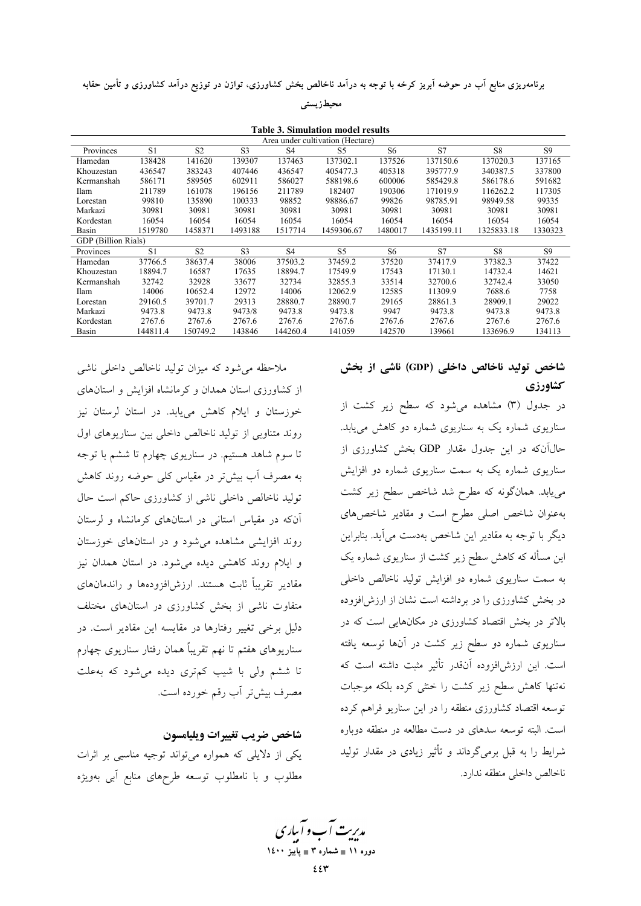**Table 3. Simulation model results**

| Area under cultivation (Hectare) | | | | | | | | | |
|---|---|---|---|---|---|---|---|---|---|
| Provinces | S1 | S2 | S3 | S4 | S5 | S6 | S7 | S8 | S9 |
| Hamedan | 138428 | 141620 | 139307 | 137463 | 137302.1 | 137526 | 137150.6 | 137020.3 | 137165 |
| Khouzestan | 436547 | 383243 | 407446 | 436547 | 405477.3 | 405318 | 395777.9 | 340387.5 | 337800 |
| Kermanshah | 586171 | 589505 | 602911 | 586027 | 588198.6 | 600006 | 585429.8 | 586178.6 | 591682 |
| Ilam | 211789 | 161078 | 196156 | 211789 | 182407 | 190306 | 171019.9 | 116262.2 | 117305 |
| Lorestan | 99810 | 135890 | 100333 | 98852 | 98886.67 | 99826 | 98785.91 | 98949.58 | 99335 |
| Markazi | 30981 | 30981 | 30981 | 30981 | 30981 | 30981 | 30981 | 30981 | 30981 |
| Kordestan | 16054 | 16054 | 16054 | 16054 | 16054 | 16054 | 16054 | 16054 | 16054 |
| Basin | 1519780 | 1458371 | 1493188 | 1517714 | 1459306.67 | 1480017 | 1435199.11 | 1325833.18 | 1330323 |
| GDP (Billion Rials) | | | | | | | | | |
| Provinces | S1 | S2 | S3 | S4 | S5 | S6 | S7 | S8 | S9 |
| Hamedan | 37766.5 | 38637.4 | 38006 | 37503.2 | 37459.2 | 37520 | 37417.9 | 37382.3 | 37422 |
| Khouzestan | 18894.7 | 16587 | 17635 | 18894.7 | 17549.9 | 17543 | 17130.1 | 14732.4 | 14621 |
| Kermanshah | 32742 | 32928 | 33677 | 32734 | 32855.3 | 33514 | 32700.6 | 32742.4 | 33050 |
| Ilam | 14006 | 10652.4 | 12972 | 14006 | 12062.9 | 12585 | 11309.9 | 7688.6 | 7758 |
| Lorestan | 29160.5 | 39701.7 | 29313 | 28880.7 | 28890.7 | 29165 | 28861.3 | 28909.1 | 29022 |
| Markazi | 9473.8 | 9473.8 | 9473/8 | 9473.8 | 9473.8 | 9947 | 9473.8 | 9473.8 | 9473.8 |
| Kordestan | 2767.6 | 2767.6 | 2767.6 | 2767.6 | 2767.6 | 2767.6 | 2767.6 | 2767.6 | 2767.6 |
| Basin | 144811.4 | 150749.2 | 143846 | 144260.4 | 141059 | 142570 | 139661 | 133696.9 | 134113 |

### شاخص تولید ناخالص داخلی (GDP) ناشی از بخش کشاورزی

در جدول (۳) مشاهده می‌شود که سطح زیر کشت از سناریوی شماره یک به سناریوی شماره دو کاهش می‌یابد. حال‌آن‌که در این جدول مقدار GDP بخش کشاورزی از سناریوی شماره یک به سمت سناریوی شماره دو افزایش می‌یابد. همان‌گونه که مطرح شد شاخص سطح زیر کشت به‌عنوان شاخص اصلی مطرح است و مقادیر شاخص‌های دیگر با توجه به مقادیر این شاخص به‌دست می‌آید. بنابراین این مسأله که کاهش سطح زیر کشت از سناریوی شماره یک به سمت سناریوی شماره دو افزایش تولید ناخالص داخلی در بخش کشاورزی را در برداشته است نشان از ارزش‌افزوده بالاتر در بخش اقتصاد کشاورزی در مکان‌هایی است که در سناریوی شماره دو سطح زیر کشت در آن‌ها توسعه یافته است. این ارزش‌افزوده آن‌قدر تأثیر مثبت داشته است که نه‌تنها کاهش سطح زیر کشت را خنثی کرده بلکه موجبات توسعه اقتصاد کشاورزی منطقه را در این سناریو فراهم کرده است. البته توسعه سدهای در دست مطالعه در منطقه دوباره شرایط را به قبل برمی‌گرداند و تأثیر زیادی در مقدار تولید ناخالص داخلی منطقه ندارد.

ملاحظه می‌شود که میزان تولید ناخالص داخلی ناشی از کشاورزی استان همدان و کرمانشاه افزایش و استان‌های خوزستان و ایلام کاهش می‌یابد. در استان لرستان نیز روند متناوبی از تولید ناخالص داخلی بین سناریوهای اول تا سوم شاهد هستیم. در سناریوی چهارم تا ششم با توجه به مصرف آب بیش‌تر در مقیاس کلی حوضه روند کاهش تولید ناخالص داخلی ناشی از کشاورزی حاکم است حال آن‌که در مقیاس استانی در استان‌های کرمانشاه و لرستان روند افزایشی مشاهده می‌شود و در استان‌های خوزستان و ایلام روند کاهشی دیده می‌شود. در استان همدان نیز مقادیر تقریباً ثابت هستند. ارزش‌افزوده‌ها و راندمان‌های متفاوت ناشی از بخش کشاورزی در استان‌های مختلف دلیل برخی تغییر رفتارها در مقایسه این مقادیر است. در سناریوهای هفتم تا نهم تقریباً همان رفتار سناریوی چهارم تا ششم ولی با شیب کم‌تری دیده می‌شود که به‌علت مصرف بیش‌تر آب رقم خورده است.

### شاخص ضریب تغییرات ویلیامسون

یکی از دلایلی که همواره می‌تواند توجیه مناسبی بر اثرات مطلوب و نامطلوب توسعه طرح‌های منابع آبی به‌ویژه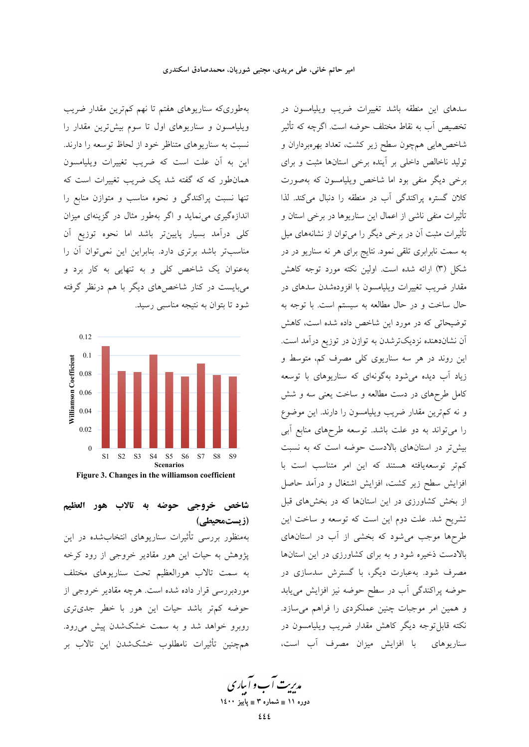سدهای این منطقه باشد تغییرات ضریب ویلیامسون در تخصیص آب به نقاط مختلف حوضه است. اگرچه که تأثیر شاخص‌هایی همچون سطح زیر کشت، تعداد بهره‌برداران و تولید ناخالص داخلی بر آینده برخی استان‌ها مثبت و برای برخی دیگر منفی بود اما شاخص ویلیامسون که به‌صورت کلان گستره پراکندگی آب در منطقه را دنبال می‌کند. لذا تأثیرات منفی ناشی از اعمال این سناریوها در برخی استان و تأثیرات مثبت آن در برخی دیگر را می‌توان از نشانه‌های میل به سمت نابرابری تلقی نمود. نتایج برای هر نه سناریو در در شکل (۳) ارائه شده است. اولین نکته مورد توجه کاهش مقدار ضریب تغییرات ویلیامسون با افزوده‌شدن سدهای در حال ساخت و در حال مطالعه به سیستم است. با توجه به توضیحاتی که در مورد این شاخص داده شده است، کاهش آن نشان‌دهنده نزدیک‌ترشدن به توازن در توزیع درآمد است. این روند در هر سه سناریوی کلی مصرف کم، متوسط و زیاد آب دیده می‌شود به‌گونه‌ای که سناریوهای با توسعه کامل طرح‌های در دست مطالعه و ساخت یعنی سه و شش و نه کم‌ترین مقدار ضریب ویلیامسون را دارند. این موضوع را می‌تواند به دو علت باشد. توسعه طرح‌های منابع آبی بیش‌تر در استان‌های بالادست حوضه است که به نسبت کم‌تر توسعه‌یافته هستند که این امر متناسب است با افزایش سطح زیر کشت، افزایش اشتغال و درآمد حاصل از بخش کشاورزی در این استان‌ها که در بخش‌های قبل تشریح شد. علت دوم این است که توسعه و ساخت این طرح‌ها موجب می‌شود که بخشی از آب در استان‌های بالادست ذخیره شود و به برای کشاورزی در این استان‌ها مصرف شود. به‌عبارت دیگر، با گسترش سدسازی در حوضه پراکندگی آب در سطح حوضه نیز افزایش می‌یابد و همین امر موجبات چنین عملکردی را فراهم می‌سازد. نکته قابل‌توجه دیگر کاهش مقدار ضریب ویلیامسون در سناریوهای با افزایش میزان مصرف آب است، به‌طوری‌که سناریوهای هفتم تا نهم کم‌ترین مقدار ضریب ویلیامسون و سناریوهای اول تا سوم بیش‌ترین مقدار را نسبت به سناریوهای متناظر خود از لحاظ توسعه را دارند. این به آن علت است که ضریب تغییرات ویلیامسون همان‌طور که که گفته شد یک ضریب تغییرات است که تنها نسبت پراکندگی و نحوه مناسب و متوازن منابع را اندازه‌گیری می‌نماید و اگر به‌طور مثال در گزینه‌ای میزان کلی درآمد بسیار پایین‌تر باشد اما نحوه توزیع آن مناسب‌تر باشد برتری دارد. بنابراین این نمی‌توان آن را به‌عنوان یک شاخص کلی و به تنهایی به کار برد و می‌بایست در کنار شاخص‌های دیگر با هم درنظر گرفته شود تا بتوان به نتیجه مناسبی رسید.

Figure 3. Changes in the williamson coefficient

## شاخص خروجی حوضه به تالاب هور العظیم (زیست‌محیطی)

به‌منظور بررسی تأثیرات سناریوهای انتخاب‌شده در این پژوهش به حیات این هور مقادیر خروجی از رود کرخه به سمت تالاب هورالعظیم تحت سناریوهای مختلف موردبررسی قرار داده شده است. هرچه مقادیر خروجی از حوضه کم‌تر باشد حیات این هور با خطر جدی‌تری روبرو خواهد شد و به سمت خشک‌شدن پیش می‌رود. همچنین تأثیرات نامطلوب خشک‌شدن این تالاب بر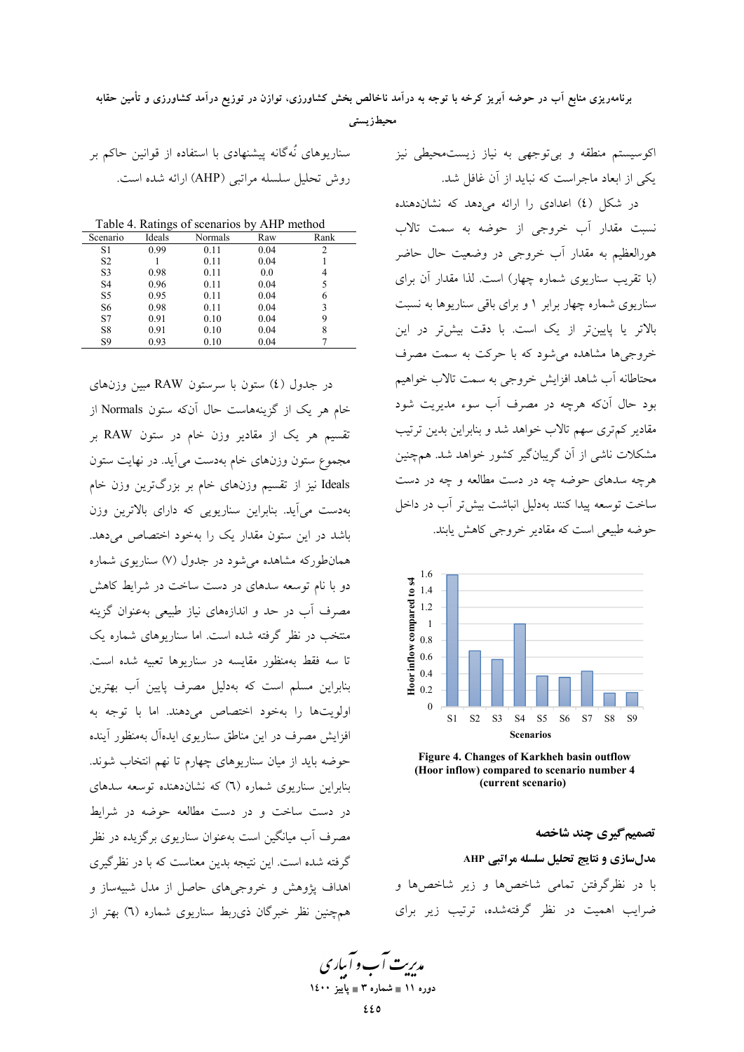اکوسیستم منطقه و بی‌توجهی به نیاز زیست‌محیطی نیز یکی از ابعاد ماجراست که نباید از آن غافل شد.

در شکل (٤) اعدادی را ارائه می‌دهد که نشان‌دهنده نسبت مقدار آب خروجی از حوضه به سمت تالاب هورالعظیم به مقدار آب خروجی در وضعیت حال حاضر (با تقریب سناریوی شماره چهار) است. لذا مقدار آن برای سناریوی شماره چهار برابر ١ و برای باقی سناریوها به نسبت بالاتر یا پایین‌تر از یک است. با دقت بیش‌تر در این خروجی‌ها مشاهده می‌شود که با حرکت به سمت مصرف محتاطانه آب شاهد افزایش خروجی به سمت تالاب خواهیم بود حال آنکه هرچه در مصرف آب سوء مدیریت شود مقادیر کم‌تری سهم تالاب خواهد شد و بنابراین بدین ترتیب مشکلات ناشی از آن گریبان‌گیر کشور خواهد شد. همچنین هرچه سدهای حوضه چه در دست مطالعه و چه در دست ساخت توسعه پیدا کنند به‌دلیل انباشت بیش‌تر آب در داخل حوضه طبیعی است که مقادیر خروجی کاهش یابند.

**Figure 4. Changes of Karkheh basin outflow (Hoor inflow) compared to scenario number 4 (current scenario)**

## تصمیم‌گیری چند شاخصه

### مدل‌سازی و نتایج تحلیل سلسله مراتبی AHP

با در نظرگرفتن تمامی شاخص‌ها و زیر شاخص‌ها و ضرایب اهمیت در نظر گرفته‌شده، ترتیب زیر برای سناریوهای نُه‌گانه پیشنهادی با استفاده از قوانین حاکم بر روش تحلیل سلسله مراتبی (AHP) ارائه شده است.

Table 4. Ratings of scenarios by AHP method

| Scenario | Ideals | Normals | Raw | Rank |
|---|---|---|---|---|
| S1 | 0.99 | 0.11 | 0.04 | 2 |
| S2 | 1 | 0.11 | 0.04 | 1 |
| S3 | 0.98 | 0.11 | 0.0 | 4 |
| S4 | 0.96 | 0.11 | 0.04 | 5 |
| S5 | 0.95 | 0.11 | 0.04 | 6 |
| S6 | 0.98 | 0.11 | 0.04 | 3 |
| S7 | 0.91 | 0.10 | 0.04 | 9 |
| S8 | 0.91 | 0.10 | 0.04 | 8 |
| S9 | 0.93 | 0.10 | 0.04 | 7 |

در جدول (٤) ستون با سرستون RAW مبین وزن‌های خام هر یک از گزینه‌هاست حال آن‌که ستون Normals از تقسیم هر یک از مقادیر وزن خام در ستون RAW بر مجموع ستون وزن‌های خام به‌دست می‌آید. در نهایت ستون Ideals نیز از تقسیم وزن‌های خام بر بزرگ‌ترین وزن خام به‌دست می‌آید. بنابراین سناریویی که دارای بالاترین وزن باشد در این ستون مقدار یک را به‌خود اختصاص می‌دهد. همان‌طورکه مشاهده می‌شود در جدول (٧) سناریوی شماره دو با نام توسعه سدهای در دست ساخت در شرایط کاهش مصرف آب در حد و اندازه‌های نیاز طبیعی به‌عنوان گزینه منتخب در نظر گرفته شده است. اما سناریوهای شماره یک تا سه فقط به‌منظور مقایسه در سناریوها تعبیه شده است. بنابراین مسلم است که به‌دلیل مصرف پایین آب بهترین اولویت‌ها را به‌خود اختصاص می‌دهند. اما با توجه به افزایش مصرف در این مناطق سناریوی ایده‌آل به‌منظور آینده حوضه باید از میان سناریوهای چهارم تا نهم انتخاب شوند. بنابراین سناریوی شماره (٦) که نشان‌دهنده توسعه سدهای در دست ساخت و در دست مطالعه حوضه در شرایط مصرف آب میانگین است به‌عنوان سناریوی برگزیده در نظر گرفته شده است. این نتیجه بدین معناست که با در نظرگیری اهداف پژوهش و خروجی‌های حاصل از مدل شبیه‌ساز و همچنین نظر خبرگان ذی‌ربط سناریوی شماره (٦) بهتر از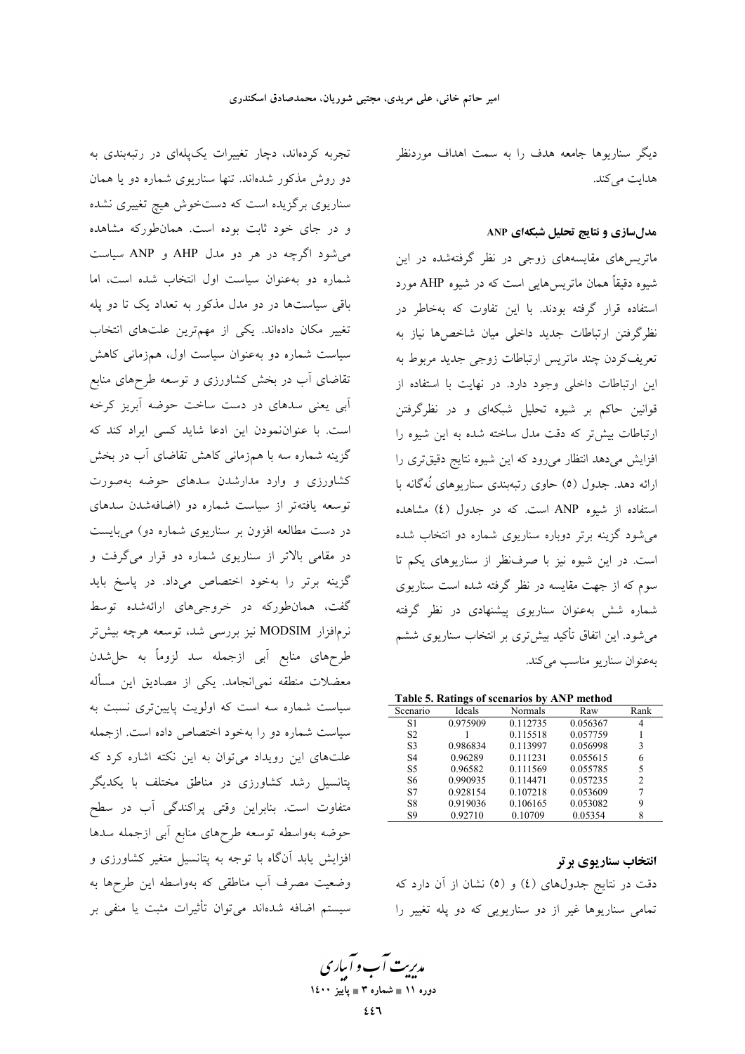دیگر سناریوها جامعه هدف را به سمت اهداف موردنظر هدایت می‌کند.

### مدل‌سازی و نتایج تحلیل شبکه‌ای ANP

ماتریس‌های مقایسه‌های زوجی در نظر گرفته‌شده در این شیوه دقیقاً همان ماتریس‌هایی است که در شیوه AHP مورد استفاده قرار گرفته بودند. با این تفاوت که به‌خاطر در نظرگرفتن ارتباطات جدید داخلی میان شاخص‌ها نیاز به تعریف‌کردن چند ماتریس ارتباطات زوجی جدید مربوط به این ارتباطات داخلی وجود دارد. در نهایت با استفاده از قوانین حاکم بر شیوه تحلیل شبکه‌ای و در نظرگرفتن ارتباطات بیش‌تر که دقت مدل ساخته شده به این شیوه را افزایش می‌دهد انتظار می‌رود که این شیوه نتایج دقیق‌تری را ارائه دهد. جدول (۵) حاوی رتبه‌بندی سناریوهای نُه‌گانه با استفاده از شیوه ANP است. که در جدول (۴) مشاهده می‌شود گزینه برتر دوباره سناریوی شماره دو انتخاب شده است. در این شیوه نیز با صرف‌نظر از سناریوهای یکم تا سوم که از جهت مقایسه در نظر گرفته شده است سناریوی شماره شش به‌عنوان سناریوی پیشنهادی در نظر گرفته می‌شود. این اتفاق تأکید بیش‌تری بر انتخاب سناریوی ششم به‌عنوان سناریو مناسب می‌کند.

**Table 5. Ratings of scenarios by ANP method**

| Scenario | Ideals | Normals | Raw | Rank |
|---|---|---|---|---|
| S1 | 0.975909 | 0.112735 | 0.056367 | 4 |
| S2 | 1 | 0.115518 | 0.057759 | 1 |
| S3 | 0.986834 | 0.113997 | 0.056998 | 3 |
| S4 | 0.96289 | 0.111231 | 0.055615 | 6 |
| S5 | 0.96582 | 0.111569 | 0.055785 | 5 |
| S6 | 0.990935 | 0.114471 | 0.057235 | 2 |
| S7 | 0.928154 | 0.107218 | 0.053609 | 7 |
| S8 | 0.919036 | 0.106165 | 0.053082 | 9 |
| S9 | 0.92710 | 0.10709 | 0.05354 | 8 |

### انتخاب سناریوی برتر

دقت در نتایج جدول‌های (۴) و (۵) نشان از آن دارد که تمامی سناریوها غیر از دو سناریویی که دو پله تغییر را تجربه کرده‌اند، دچار تغییرات یک‌پله‌ای در رتبه‌بندی به دو روش مذکور شده‌اند. تنها سناریوی شماره دو یا همان سناریوی برگزیده است که دست‌خوش هیچ تغییری نشده و در جای خود ثابت بوده است. همان‌طورکه مشاهده می‌شود اگرچه در هر دو مدل AHP و ANP سیاست شماره دو به‌عنوان سیاست اول انتخاب شده است، اما باقی سیاست‌ها در دو مدل مذکور به تعداد یک تا دو پله تغییر مکان داده‌اند. یکی از مهم‌ترین علت‌های انتخاب سیاست شماره دو به‌عنوان سیاست اول، هم‌زمانی کاهش تقاضای آب در بخش کشاورزی و توسعه طرح‌های منابع آبی یعنی سدهای در دست ساخت حوضه آبریز کرخه است. با عنوان‌نمودن این ادعا شاید کسی ایراد کند که گزینه شماره سه با هم‌زمانی کاهش تقاضای آب در بخش کشاورزی و وارد مدارشدن سدهای حوضه به‌صورت توسعه یافته‌تر از سیاست شماره دو (اضافه‌شدن سدهای در دست مطالعه افزون بر سناریوی شماره دو) می‌بایست در مقامی بالاتر از سناریوی شماره دو قرار می‌گرفت و گزینه برتر را به‌خود اختصاص می‌داد. در پاسخ باید گفت، همان‌طورکه در خروجی‌های ارائه‌شده توسط نرم‌افزار MODSIM نیز بررسی شد، توسعه هرچه بیش‌تر طرح‌های منابع آبی ازجمله سد لزوماً به حل‌شدن معضلات منطقه نمی‌انجامد. یکی از مصادیق این مسأله سیاست شماره سه است که اولویت پایین‌تری نسبت به سیاست شماره دو را به‌خود اختصاص داده است. ازجمله علت‌های این رویداد می‌توان به این نکته اشاره کرد که پتانسیل رشد کشاورزی در مناطق مختلف با یکدیگر متفاوت است. بنابراین وقتی پراکندگی آب در سطح حوضه به‌واسطه توسعه طرح‌های منابع آبی ازجمله سدها افزایش یابد آن‌گاه با توجه به پتانسیل متغیر کشاورزی و وضعیت مصرف آب مناطقی که به‌واسطه این طرح‌ها به سیستم اضافه شده‌اند می‌توان تأثیرات مثبت یا منفی بر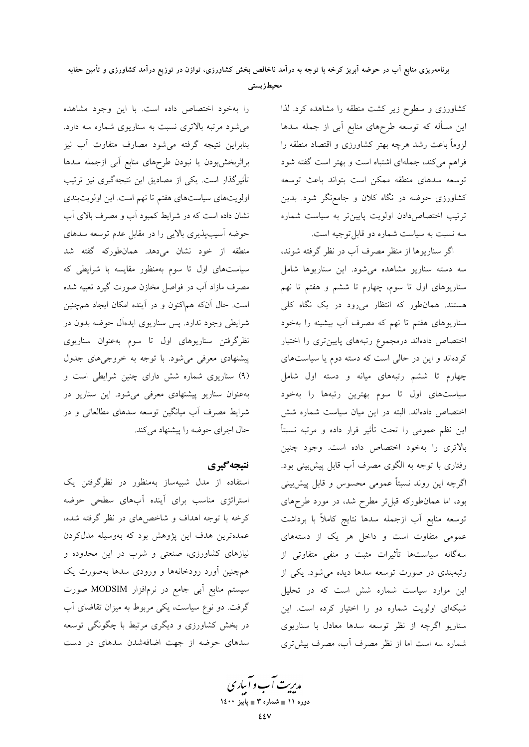کشاورزی و سطوح زیر کشت منطقه را مشاهده کرد. لذا این مسأله که توسعه طرح‌های منابع آبی از جمله سدها لزوماً باعث رشد هرچه بهتر کشاورزی و اقتصاد منطقه را فراهم می‌کند، جمله‌ای اشتباه است و بهتر است گفته شود توسعه سدهای منطقه ممکن است بتواند باعث توسعه کشاورزی حوضه در نگاه کلان و جامع‌نگر شود. بدین ترتیب اختصاص‌دادن اولویت پایین‌تر به سیاست شماره سه نسبت به سیاست شماره دو قابل‌توجیه است.

اگر سناریوها از منظر مصرف آب در نظر گرفته شوند، سه دسته سناریو مشاهده می‌شود. این سناریوها شامل سناریوهای اول تا سوم، چهارم تا ششم و هفتم تا نهم هستند. همان‌طور که انتظار می‌رود در یک نگاه کلی سناریوهای هفتم تا نهم که مصرف آب بیشینه را به‌خود اختصاص داده‌اند درمجموع رتبه‌های پایین‌تری را اختیار کرده‌اند و این در حالی است که دسته دوم یا سیاست‌های چهارم تا ششم رتبه‌های میانه و دسته اول شامل سیاست‌های اول تا سوم بهترین رتبه‌ها را به‌خود اختصاص داده‌اند. البته در این میان سیاست شماره شش این نظم عمومی را تحت تأثیر قرار داده و مرتبه نسبتاً بالاتری را به‌خود اختصاص داده است. وجود چنین رفتاری با توجه به الگوی مصرف آب قابل پیش‌بینی بود. اگرچه این روند نسبتاً عمومی محسوس و قابل پیش‌بینی بود، اما همان‌طورکه قبل‌تر مطرح شد، در مورد طرح‌های توسعه منابع آب ازجمله سدها نتایج کاملاً با برداشت عمومی متفاوت است و داخل هر یک از دسته‌های سه‌گانه سیاست‌ها تأثیرات مثبت و منفی متفاوتی از رتبه‌بندی در صورت توسعه سدها دیده می‌شود. یکی از این موارد سیاست شماره شش است که در تحلیل شبکه‌ای اولویت شماره دو را اختیار کرده است. این سناریو اگرچه از نظر توسعه سدها معادل با سناریوی شماره سه است اما از نظر مصرف آب، مصرف بیش‌تری را به‌خود اختصاص داده است. با این وجود مشاهده می‌شود مرتبه بالاتری نسبت به سناریوی شماره سه دارد. بنابراین نتیجه گرفته می‌شود مصارف متفاوت آب نیز براثربخش‌بودن یا نبودن طرح‌های منابع آبی ازجمله سدها تأثیرگذار است. یکی از مصادیق این نتیجه‌گیری نیز ترتیب اولویت‌های سیاست‌های هفتم تا نهم است. این اولویت‌بندی نشان داده است که در شرایط کمبود آب و مصرف بالای آب حوضه آسیب‌پذیری بالایی را در مقابل عدم توسعه سدهای منطقه از خود نشان می‌دهد. همان‌طورکه گفته شد سیاست‌های اول تا سوم به‌منظور مقایسه با شرایطی که مصرف مازاد آب در فواصل مخازن صورت گیرد تعبیه شده است. حال آن‌که هم‌اکنون و در آینده امکان ایجاد هم‌چنین شرایطی وجود ندارد. پس سناریوی ایده‌آل حوضه بدون در نظرگرفتن سناریوهای اول تا سوم به‌عنوان سناریوی پیشنهادی معرفی می‌شود. با توجه به خروجی‌های جدول (۹) سناریوی شماره شش دارای چنین شرایطی است و به‌عنوان سناریو پیشنهادی معرفی می‌شود. این سناریو در شرایط مصرف آب میانگین توسعه سدهای مطالعاتی و در حال اجرای حوضه را پیشنهاد می‌کند.

## نتیجه‌گیری

استفاده از مدل شبیه‌ساز به‌منظور در نظرگرفتن یک استراتژی مناسب برای آینده آب‌های سطحی حوضه کرخه با توجه اهداف و شاخص‌های در نظر گرفته شده، عمده‌ترین هدف این پژوهش بود که به‌وسیله مدل‌کردن نیازهای کشاورزی، صنعتی و شرب در این محدوده و هم‌چنین آورد رودخانه‌ها و ورودی سدها به‌صورت یک سیستم منابع آبی جامع در نرم‌افزار MODSIM صورت گرفت. دو نوع سیاست، یکی مربوط به میزان تقاضای آب در بخش کشاورزی و دیگری مرتبط با چگونگی توسعه سدهای حوضه از جهت اضافه‌شدن سدهای در دست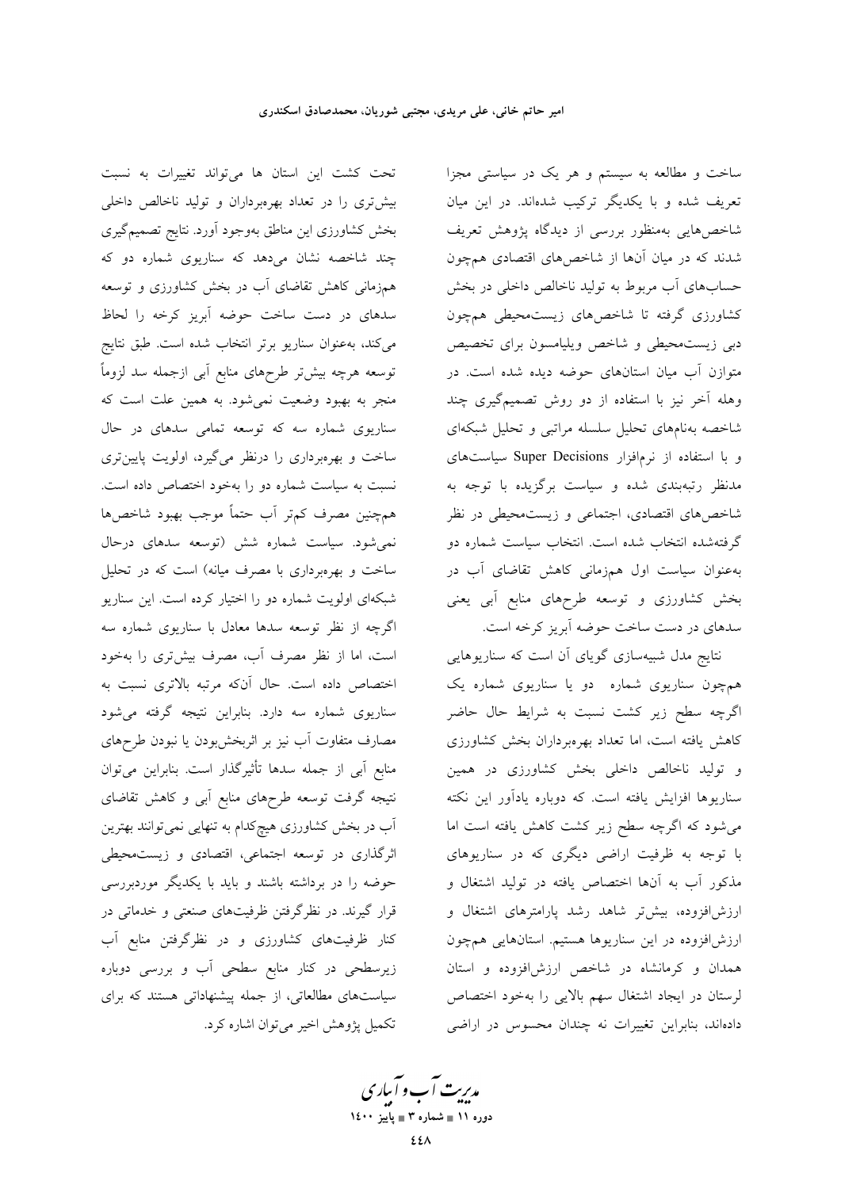ساخت و مطالعه به سیستم و هر یک در سیاستی مجزا تعریف شده و با یکدیگر ترکیب شده‌اند. در این میان شاخص‌هایی به‌منظور بررسی از دیدگاه پژوهش تعریف شدند که در میان آن‌ها از شاخص‌های اقتصادی همچون حساب‌های آب مربوط به تولید ناخالص داخلی در بخش کشاورزی گرفته تا شاخص‌های زیست‌محیطی همچون دبی زیست‌محیطی و شاخص ویلیامسون برای تخصیص متوازن آب میان استان‌های حوضه دیده شده است. در وهله آخر نیز با استفاده از دو روش تصمیم‌گیری چند شاخصه به‌نام‌های تحلیل سلسله مراتبی و تحلیل شبکه‌ای و با استفاده از نرم‌افزار Super Decisions سیاست‌های مدنظر رتبه‌بندی شده و سیاست برگزیده با توجه به شاخص‌های اقتصادی، اجتماعی و زیست‌محیطی در نظر گرفته‌شده انتخاب شده است. انتخاب سیاست شماره دو به‌عنوان سیاست اول همزمانی کاهش تقاضای آب در بخش کشاورزی و توسعه طرح‌های منابع آبی یعنی سدهای در دست ساخت حوضه آبریز کرخه است.

نتایج مدل شبیه‌سازی گویای آن است که سناریوهایی همچون سناریوی شماره دو یا سناریوی شماره یک اگرچه سطح زیر کشت نسبت به شرایط حال حاضر کاهش یافته است، اما تعداد بهره‌برداران بخش کشاورزی و تولید ناخالص داخلی بخش کشاورزی در همین سناریوها افزایش یافته است. که دوباره یادآور این نکته می‌شود که اگرچه سطح زیر کشت کاهش یافته است اما با توجه به ظرفیت اراضی دیگری که در سناریوهای مذکور آب به آن‌ها اختصاص یافته در تولید اشتغال و ارزش‌افزوده، بیش‌تر شاهد رشد پارامترهای اشتغال و ارزش‌افزوده در این سناریوها هستیم. استان‌هایی همچون همدان و کرمانشاه در شاخص ارزش‌افزوده و استان لرستان در ایجاد اشتغال سهم بالایی را به‌خود اختصاص داده‌اند، بنابراین تغییرات نه چندان محسوس در اراضی تحت کشت این استان ها می‌تواند تغییرات به نسبت بیش‌تری را در تعداد بهره‌برداران و تولید ناخالص داخلی بخش کشاورزی این مناطق به‌وجود آورد. نتایج تصمیم‌گیری چند شاخصه نشان می‌دهد که سناریوی شماره دو که همزمانی کاهش تقاضای آب در بخش کشاورزی و توسعه سدهای در دست ساخت حوضه آبریز کرخه را لحاظ می‌کند، به‌عنوان سناریو برتر انتخاب شده است. طبق نتایج توسعه هرچه بیش‌تر طرح‌های منابع آبی ازجمله سد لزوماً منجر به بهبود وضعیت نمی‌شود. به همین علت است که سناریوی شماره سه که توسعه تمامی سدهای در حال ساخت و بهره‌برداری را درنظر می‌گیرد، اولویت پایین‌تری نسبت به سیاست شماره دو را به‌خود اختصاص داده است. همچنین مصرف کم‌تر آب حتماً موجب بهبود شاخص‌ها نمی‌شود. سیاست شماره شش (توسعه سدهای درحال ساخت و بهره‌برداری با مصرف میانه) است که در تحلیل شبکه‌ای اولویت شماره دو را اختیار کرده است. این سناریو اگرچه از نظر توسعه سدها معادل با سناریوی شماره سه است، اما از نظر مصرف آب، مصرف بیش‌تری را به‌خود اختصاص داده است. حال آن‌که مرتبه بالاتری نسبت به سناریوی شماره سه دارد. بنابراین نتیجه گرفته می‌شود مصارف متفاوت آب نیز بر اثربخش‌بودن یا نبودن طرح‌های منابع آبی از جمله سدها تأثیرگذار است. بنابراین می‌توان نتیجه گرفت توسعه طرح‌های منابع آبی و کاهش تقاضای آب در بخش کشاورزی هیچ‌کدام به تنهایی نمی‌توانند بهترین اثرگذاری در توسعه اجتماعی، اقتصادی و زیست‌محیطی حوضه را در برداشته باشند و باید با یکدیگر موردبررسی قرار گیرند. در نظرگرفتن ظرفیت‌های صنعتی و خدماتی در کنار ظرفیت‌های کشاورزی و در نظرگرفتن منابع آب زیرسطحی در کنار منابع سطحی آب و بررسی دوباره سیاست‌های مطالعاتی، از جمله پیشنهاداتی هستند که برای تکمیل پژوهش اخیر می‌توان اشاره کرد.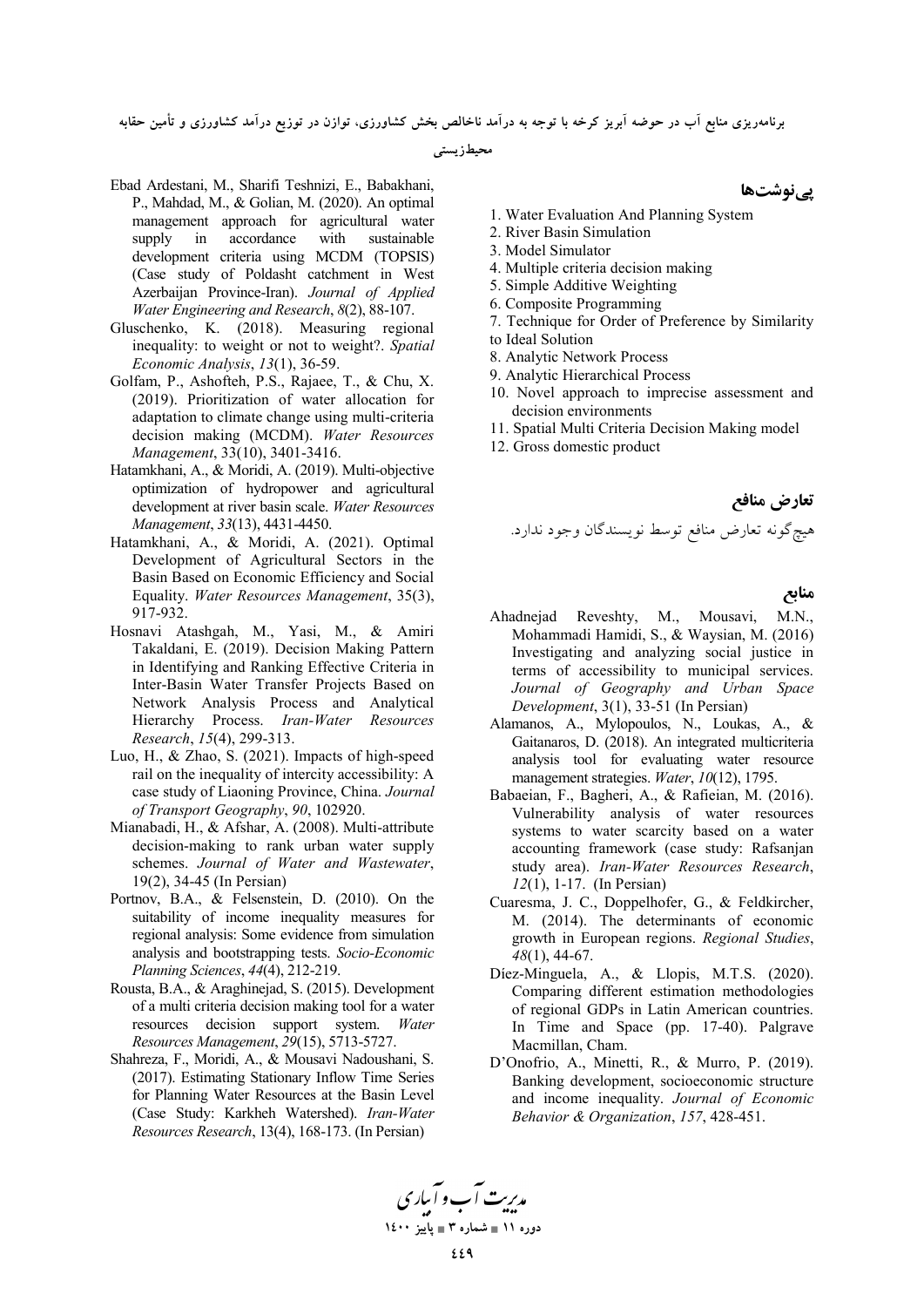## پی‌نوشت‌ها

1. Water Evaluation And Planning System
2. River Basin Simulation
3. Model Simulator
4. Multiple criteria decision making
5. Simple Additive Weighting
6. Composite Programming
7. Technique for Order of Preference by Similarity to Ideal Solution
8. Analytic Network Process
9. Analytic Hierarchical Process
10. Novel approach to imprecise assessment and decision environments
11. Spatial Multi Criteria Decision Making model
12. Gross domestic product

## تعارض منافع

هیچ‌گونه تعارض منافع توسط نویسندگان وجود ندارد.

## منابع

Ahadnejad Reveshty, M., Mousavi, M.N., Mohammadi Hamidi, S., & Waysian, M. (2016) Investigating and analyzing social justice in terms of accessibility to municipal services. *Journal of Geography and Urban Space Development*, 3(1), 33-51 (In Persian)

Alamanos, A., Mylopoulos, N., Loukas, A., & Gaitanaros, D. (2018). An integrated multicriteria analysis tool for evaluating water resource management strategies. *Water*, *10*(12), 1795.

Babaeian, F., Bagheri, A., & Rafieian, M. (2016). Vulnerability analysis of water resources systems to water scarcity based on a water accounting framework (case study: Rafsanjan study area). *Iran-Water Resources Research*, *12*(1), 1-17. (In Persian)

Cuaresma, J. C., Doppelhofer, G., & Feldkircher, M. (2014). The determinants of economic growth in European regions. *Regional Studies*, *48*(1), 44-67.

Díez-Minguela, A., & Llopis, M.T.S. (2020). Comparing different estimation methodologies of regional GDPs in Latin American countries. In Time and Space (pp. 17-40). Palgrave Macmillan, Cham.

D'Onofrio, A., Minetti, R., & Murro, P. (2019). Banking development, socioeconomic structure and income inequality. *Journal of Economic Behavior & Organization*, *157*, 428-451.

Ebad Ardestani, M., Sharifi Teshnizi, E., Babakhani, P., Mahdad, M., & Golian, M. (2020). An optimal management approach for agricultural water supply in accordance with sustainable development criteria using MCDM (TOPSIS) (Case study of Poldasht catchment in West Azerbaijan Province-Iran). *Journal of Applied Water Engineering and Research*, *8*(2), 88-107.

Gluschenko, K. (2018). Measuring regional inequality: to weight or not to weight?. *Spatial Economic Analysis*, *13*(1), 36-59.

Golfam, P., Ashofteh, P.S., Rajaee, T., & Chu, X. (2019). Prioritization of water allocation for adaptation to climate change using multi-criteria decision making (MCDM). *Water Resources Management*, 33(10), 3401-3416.

Hatamkhani, A., & Moridi, A. (2019). Multi-objective optimization of hydropower and agricultural development at river basin scale. *Water Resources Management*, *33*(13), 4431-4450.

Hatamkhani, A., & Moridi, A. (2021). Optimal Development of Agricultural Sectors in the Basin Based on Economic Efficiency and Social Equality. *Water Resources Management*, 35(3), 917-932.

Hosnavi Atashgah, M., Yasi, M., & Amiri Takaldani, E. (2019). Decision Making Pattern in Identifying and Ranking Effective Criteria in Inter-Basin Water Transfer Projects Based on Network Analysis Process and Analytical Hierarchy Process. *Iran-Water Resources Research*, *15*(4), 299-313.

Luo, H., & Zhao, S. (2021). Impacts of high-speed rail on the inequality of intercity accessibility: A case study of Liaoning Province, China. *Journal of Transport Geography*, *90*, 102920.

Mianabadi, H., & Afshar, A. (2008). Multi-attribute decision-making to rank urban water supply schemes. *Journal of Water and Wastewater*, 19(2), 34-45 (In Persian)

Portnov, B.A., & Felsenstein, D. (2010). On the suitability of income inequality measures for regional analysis: Some evidence from simulation analysis and bootstrapping tests. *Socio-Economic Planning Sciences*, *44*(4), 212-219.

Rousta, B.A., & Araghinejad, S. (2015). Development of a multi criteria decision making tool for a water resources decision support system. *Water Resources Management*, *29*(15), 5713-5727.

Shahreza, F., Moridi, A., & Mousavi Nadoushani, S. (2017). Estimating Stationary Inflow Time Series for Planning Water Resources at the Basin Level (Case Study: Karkheh Watershed). *Iran-Water Resources Research*, 13(4), 168-173. (In Persian)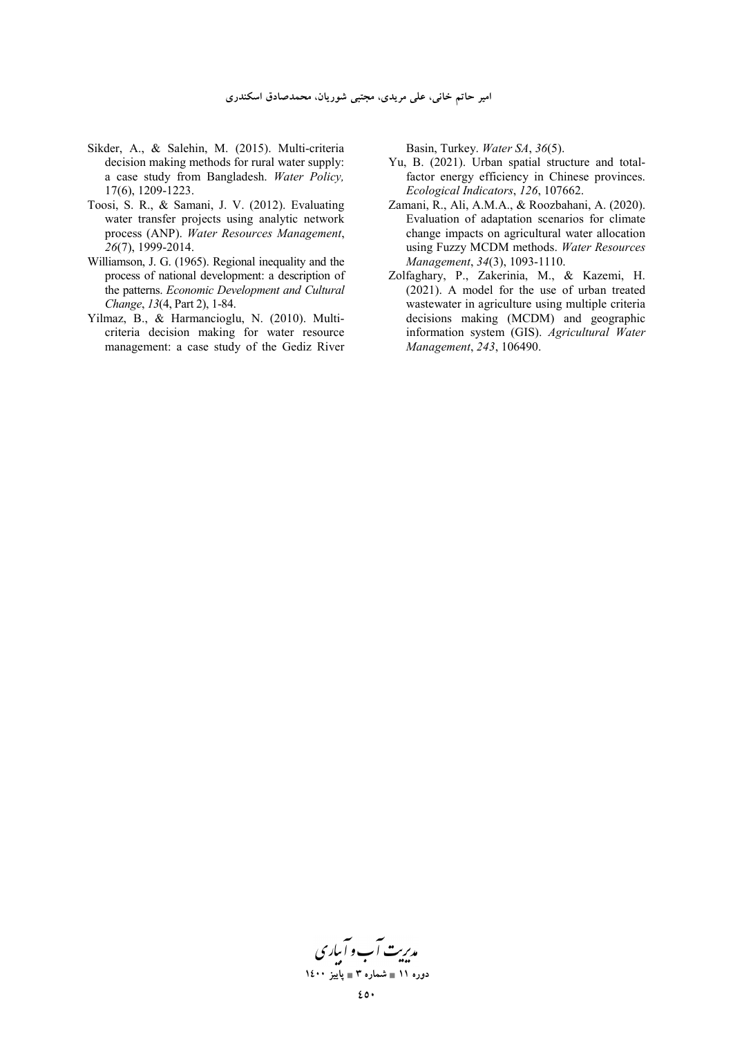Sikder, A., & Salehin, M. (2015). Multi-criteria decision making methods for rural water supply: a case study from Bangladesh. *Water Policy,* 17(6), 1209-1223.

Toosi, S. R., & Samani, J. V. (2012). Evaluating water transfer projects using analytic network process (ANP). *Water Resources Management*, *26*(7), 1999-2014.

Williamson, J. G. (1965). Regional inequality and the process of national development: a description of the patterns. *Economic Development and Cultural Change*, *13*(4, Part 2), 1-84.

Yilmaz, B., & Harmancioglu, N. (2010). Multi-criteria decision making for water resource management: a case study of the Gediz River Basin, Turkey. *Water SA*, *36*(5).

Yu, B. (2021). Urban spatial structure and total-factor energy efficiency in Chinese provinces. *Ecological Indicators*, *126*, 107662.

Zamani, R., Ali, A.M.A., & Roozbahani, A. (2020). Evaluation of adaptation scenarios for climate change impacts on agricultural water allocation using Fuzzy MCDM methods. *Water Resources Management*, *34*(3), 1093-1110.

Zolfaghary, P., Zakerinia, M., & Kazemi, H. (2021). A model for the use of urban treated wastewater in agriculture using multiple criteria decisions making (MCDM) and geographic information system (GIS). *Agricultural Water Management*, *243*, 106490.